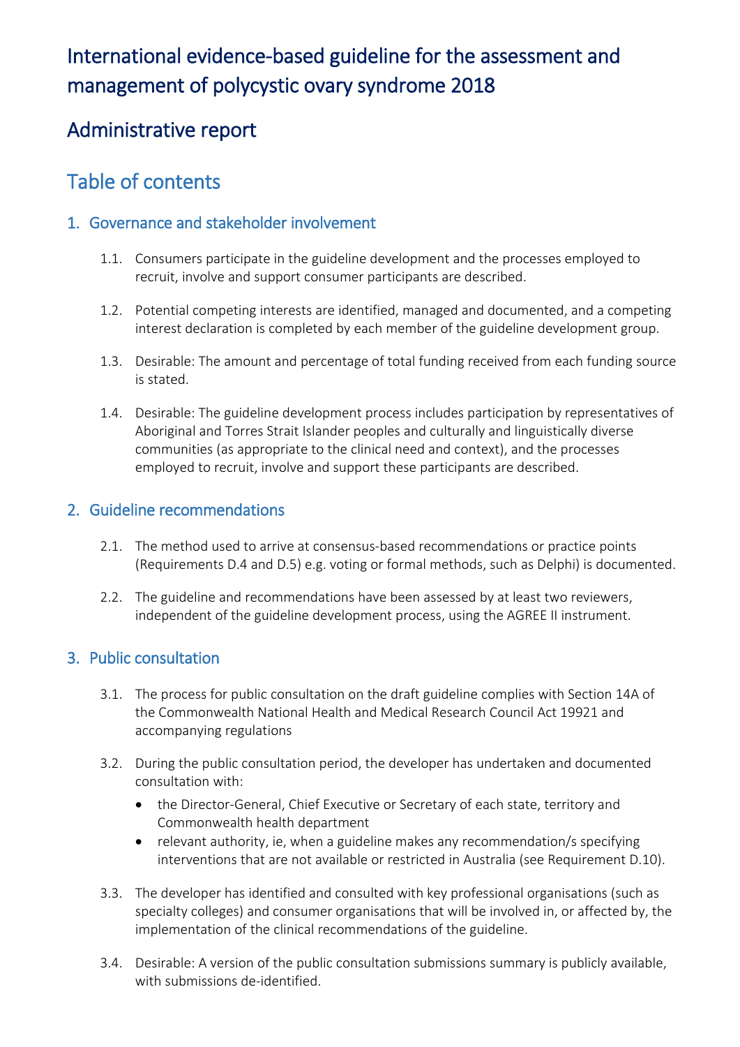# International evidence-based guideline for the assessment and management of polycystic ovary syndrome 2018

## Administrative report

## Table of contents

### 1. Governance and stakeholder involvement

1.1. Consumers participate in the guideline development and the processes employed to recruit, involve and support consumer participants are described.

1.2. Potential competing interests are identified, managed and documented, and a competing interest declaration is completed by each member of the guideline development group.

1.3. Desirable: The amount and percentage of total funding received from each funding source is stated.

1.4. Desirable: The guideline development process includes participation by representatives of Aboriginal and Torres Strait Islander peoples and culturally and linguistically diverse communities (as appropriate to the clinical need and context), and the processes employed to recruit, involve and support these participants are described.

### 2. Guideline recommendations

2.1. The method used to arrive at consensus-based recommendations or practice points (Requirements D.4 and D.5) e.g. voting or formal methods, such as Delphi) is documented.

2.2. The guideline and recommendations have been assessed by at least two reviewers, independent of the guideline development process, using the AGREE II instrument.

### 3. Public consultation

3.1. The process for public consultation on the draft guideline complies with Section 14A of the Commonwealth National Health and Medical Research Council Act 19921 and accompanying regulations

3.2. During the public consultation period, the developer has undertaken and documented consultation with:

- the Director-General, Chief Executive or Secretary of each state, territory and Commonwealth health department
- relevant authority, ie, when a guideline makes any recommendation/s specifying interventions that are not available or restricted in Australia (see Requirement D.10).

3.3. The developer has identified and consulted with key professional organisations (such as specialty colleges) and consumer organisations that will be involved in, or affected by, the implementation of the clinical recommendations of the guideline.

3.4. Desirable: A version of the public consultation submissions summary is publicly available, with submissions de-identified.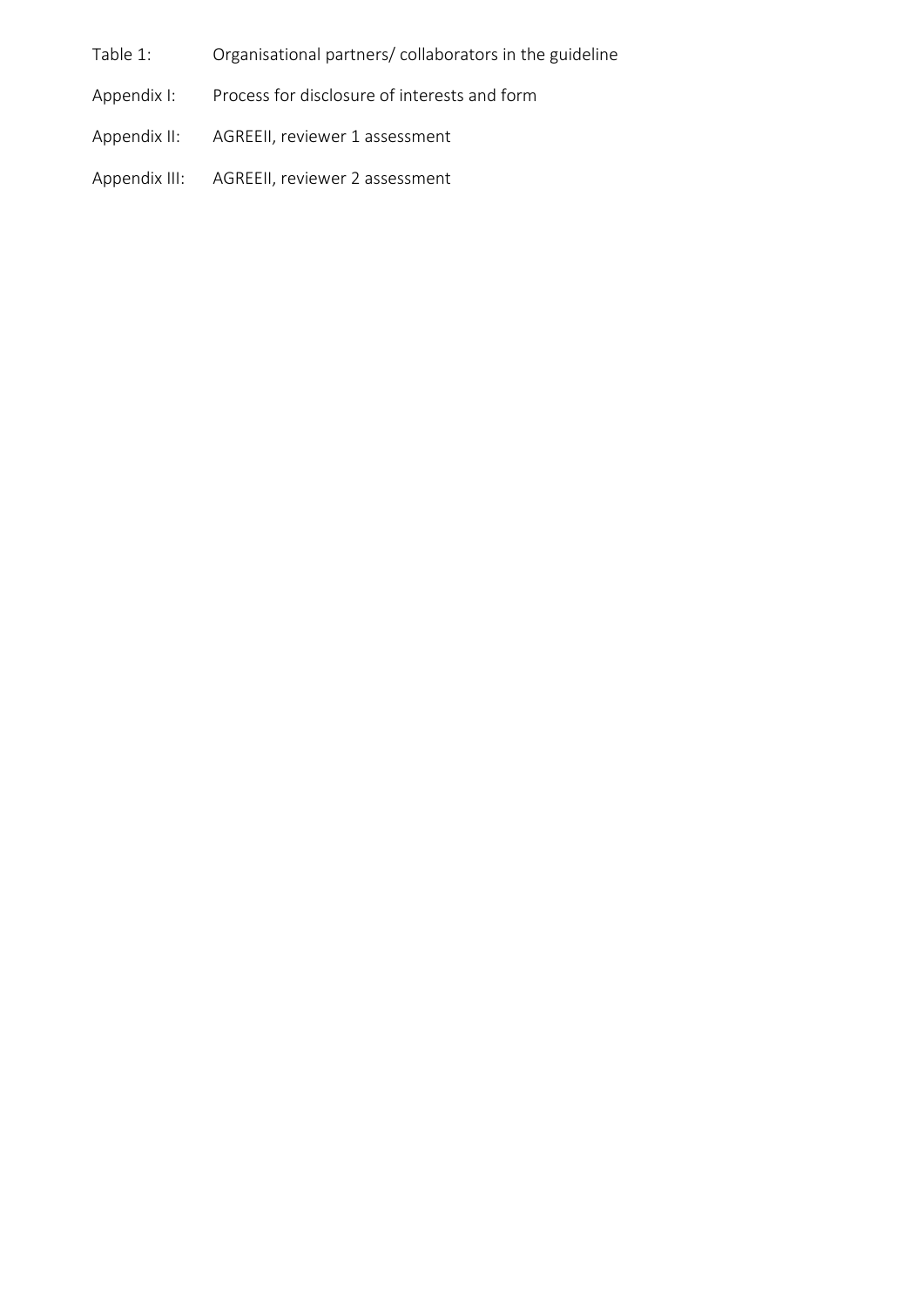Table 1: Organisational partners/ collaborators in the guideline

Appendix I: Process for disclosure of interests and form

Appendix II: AGREEII, reviewer 1 assessment

Appendix III: AGREEII, reviewer 2 assessment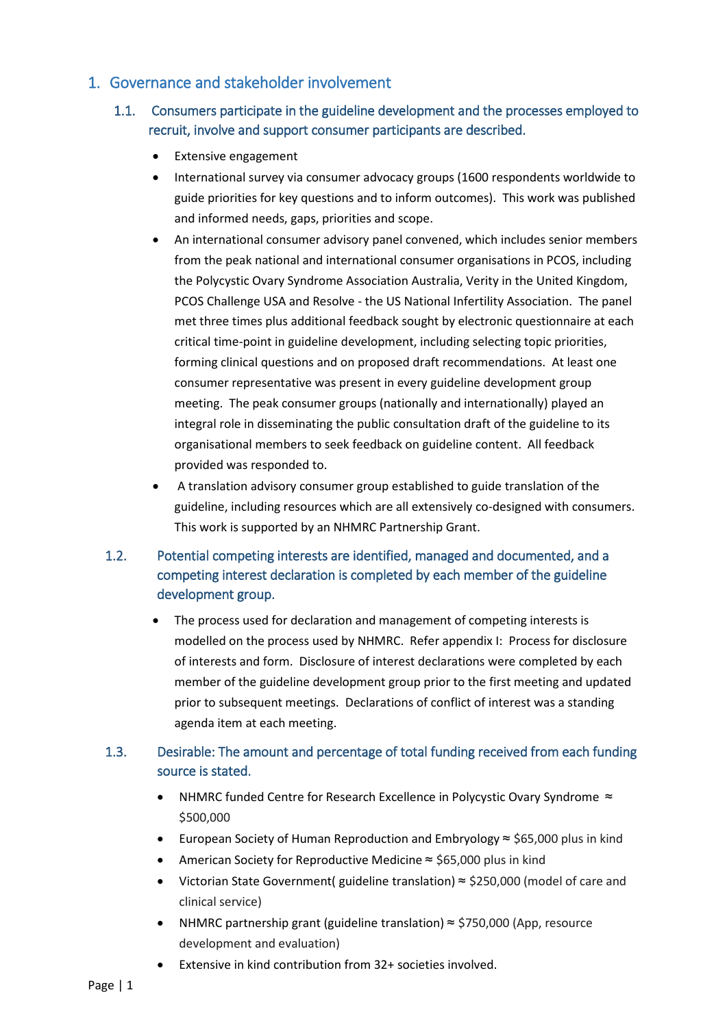# 1. Governance and stakeholder involvement

## 1.1. Consumers participate in the guideline development and the processes employed to recruit, involve and support consumer participants are described.

- Extensive engagement
- International survey via consumer advocacy groups (1600 respondents worldwide to guide priorities for key questions and to inform outcomes). This work was published and informed needs, gaps, priorities and scope.
- An international consumer advisory panel convened, which includes senior members from the peak national and international consumer organisations in PCOS, including the Polycystic Ovary Syndrome Association Australia, Verity in the United Kingdom, PCOS Challenge USA and Resolve - the US National Infertility Association. The panel met three times plus additional feedback sought by electronic questionnaire at each critical time-point in guideline development, including selecting topic priorities, forming clinical questions and on proposed draft recommendations. At least one consumer representative was present in every guideline development group meeting. The peak consumer groups (nationally and internationally) played an integral role in disseminating the public consultation draft of the guideline to its organisational members to seek feedback on guideline content. All feedback provided was responded to.
- A translation advisory consumer group established to guide translation of the guideline, including resources which are all extensively co-designed with consumers. This work is supported by an NHMRC Partnership Grant.

## 1.2. Potential competing interests are identified, managed and documented, and a competing interest declaration is completed by each member of the guideline development group.

- The process used for declaration and management of competing interests is modelled on the process used by NHMRC. Refer appendix I: Process for disclosure of interests and form. Disclosure of interest declarations were completed by each member of the guideline development group prior to the first meeting and updated prior to subsequent meetings. Declarations of conflict of interest was a standing agenda item at each meeting.

## 1.3. Desirable: The amount and percentage of total funding received from each funding source is stated.

- NHMRC funded Centre for Research Excellence in Polycystic Ovary Syndrome ≈ $500,000
- European Society of Human Reproduction and Embryology ≈ $65,000 plus in kind
- American Society for Reproductive Medicine ≈ $65,000 plus in kind
- Victorian State Government( guideline translation) ≈ $250,000 (model of care and clinical service)
- NHMRC partnership grant (guideline translation) ≈ $750,000 (App, resource development and evaluation)
- Extensive in kind contribution from 32+ societies involved.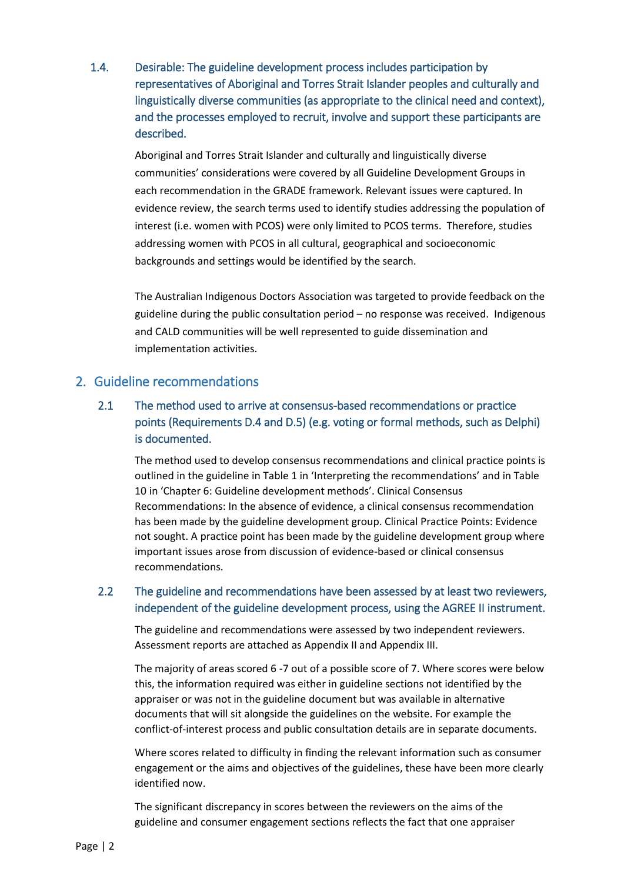### 1.4. Desirable: The guideline development process includes participation by representatives of Aboriginal and Torres Strait Islander peoples and culturally and linguistically diverse communities (as appropriate to the clinical need and context), and the processes employed to recruit, involve and support these participants are described.

Aboriginal and Torres Strait Islander and culturally and linguistically diverse communities' considerations were covered by all Guideline Development Groups in each recommendation in the GRADE framework. Relevant issues were captured. In evidence review, the search terms used to identify studies addressing the population of interest (i.e. women with PCOS) were only limited to PCOS terms. Therefore, studies addressing women with PCOS in all cultural, geographical and socioeconomic backgrounds and settings would be identified by the search.

The Australian Indigenous Doctors Association was targeted to provide feedback on the guideline during the public consultation period – no response was received. Indigenous and CALD communities will be well represented to guide dissemination and implementation activities.

## 2. Guideline recommendations

### 2.1 The method used to arrive at consensus-based recommendations or practice points (Requirements D.4 and D.5) (e.g. voting or formal methods, such as Delphi) is documented.

The method used to develop consensus recommendations and clinical practice points is outlined in the guideline in Table 1 in 'Interpreting the recommendations' and in Table 10 in 'Chapter 6: Guideline development methods'. Clinical Consensus Recommendations: In the absence of evidence, a clinical consensus recommendation has been made by the guideline development group. Clinical Practice Points: Evidence not sought. A practice point has been made by the guideline development group where important issues arose from discussion of evidence-based or clinical consensus recommendations.

### 2.2 The guideline and recommendations have been assessed by at least two reviewers, independent of the guideline development process, using the AGREE II instrument.

The guideline and recommendations were assessed by two independent reviewers. Assessment reports are attached as Appendix II and Appendix III.

The majority of areas scored 6 -7 out of a possible score of 7. Where scores were below this, the information required was either in guideline sections not identified by the appraiser or was not in the guideline document but was available in alternative documents that will sit alongside the guidelines on the website. For example the conflict-of-interest process and public consultation details are in separate documents.

Where scores related to difficulty in finding the relevant information such as consumer engagement or the aims and objectives of the guidelines, these have been more clearly identified now.

The significant discrepancy in scores between the reviewers on the aims of the guideline and consumer engagement sections reflects the fact that one appraiser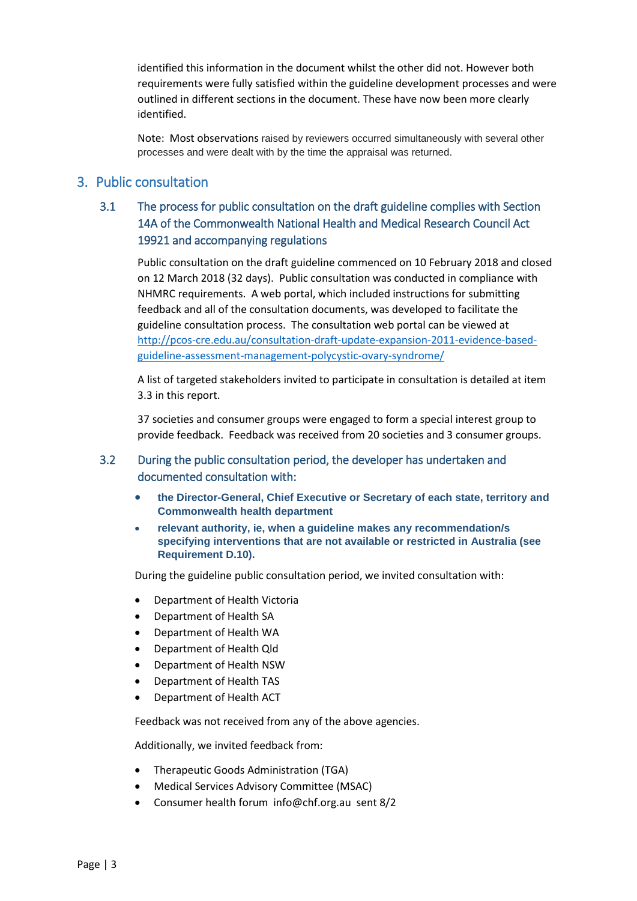identified this information in the document whilst the other did not. However both requirements were fully satisfied within the guideline development processes and were outlined in different sections in the document. These have now been more clearly identified.

Note: Most observations raised by reviewers occurred simultaneously with several other processes and were dealt with by the time the appraisal was returned.

## 3. Public consultation

### 3.1 The process for public consultation on the draft guideline complies with Section 14A of the Commonwealth National Health and Medical Research Council Act 19921 and accompanying regulations

Public consultation on the draft guideline commenced on 10 February 2018 and closed on 12 March 2018 (32 days). Public consultation was conducted in compliance with NHMRC requirements. A web portal, which included instructions for submitting feedback and all of the consultation documents, was developed to facilitate the guideline consultation process. The consultation web portal can be viewed at http://pcos-cre.edu.au/consultation-draft-update-expansion-2011-evidence-based-guideline-assessment-management-polycystic-ovary-syndrome/

A list of targeted stakeholders invited to participate in consultation is detailed at item 3.3 in this report.

37 societies and consumer groups were engaged to form a special interest group to provide feedback. Feedback was received from 20 societies and 3 consumer groups.

### 3.2 During the public consultation period, the developer has undertaken and documented consultation with:

- **the Director-General, Chief Executive or Secretary of each state, territory and Commonwealth health department**
- **relevant authority, ie, when a guideline makes any recommendation/s specifying interventions that are not available or restricted in Australia (see Requirement D.10).**

During the guideline public consultation period, we invited consultation with:

- Department of Health Victoria
- Department of Health SA
- Department of Health WA
- Department of Health Qld
- Department of Health NSW
- Department of Health TAS
- Department of Health ACT

Feedback was not received from any of the above agencies.

Additionally, we invited feedback from:

- Therapeutic Goods Administration (TGA)
- Medical Services Advisory Committee (MSAC)
- Consumer health forum info@chf.org.au sent 8/2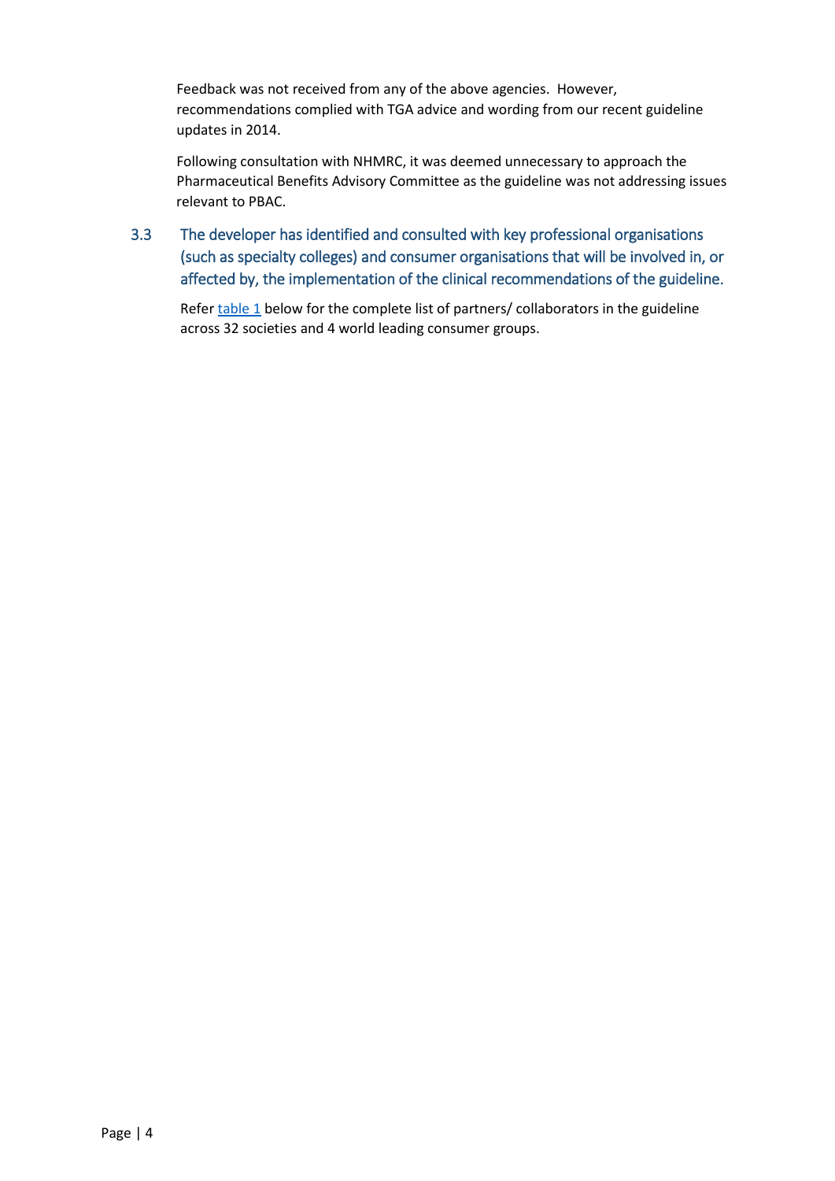Feedback was not received from any of the above agencies. However, recommendations complied with TGA advice and wording from our recent guideline updates in 2014.

Following consultation with NHMRC, it was deemed unnecessary to approach the Pharmaceutical Benefits Advisory Committee as the guideline was not addressing issues relevant to PBAC.

### 3.3 The developer has identified and consulted with key professional organisations (such as specialty colleges) and consumer organisations that will be involved in, or affected by, the implementation of the clinical recommendations of the guideline.

Refer table 1 below for the complete list of partners/ collaborators in the guideline across 32 societies and 4 world leading consumer groups.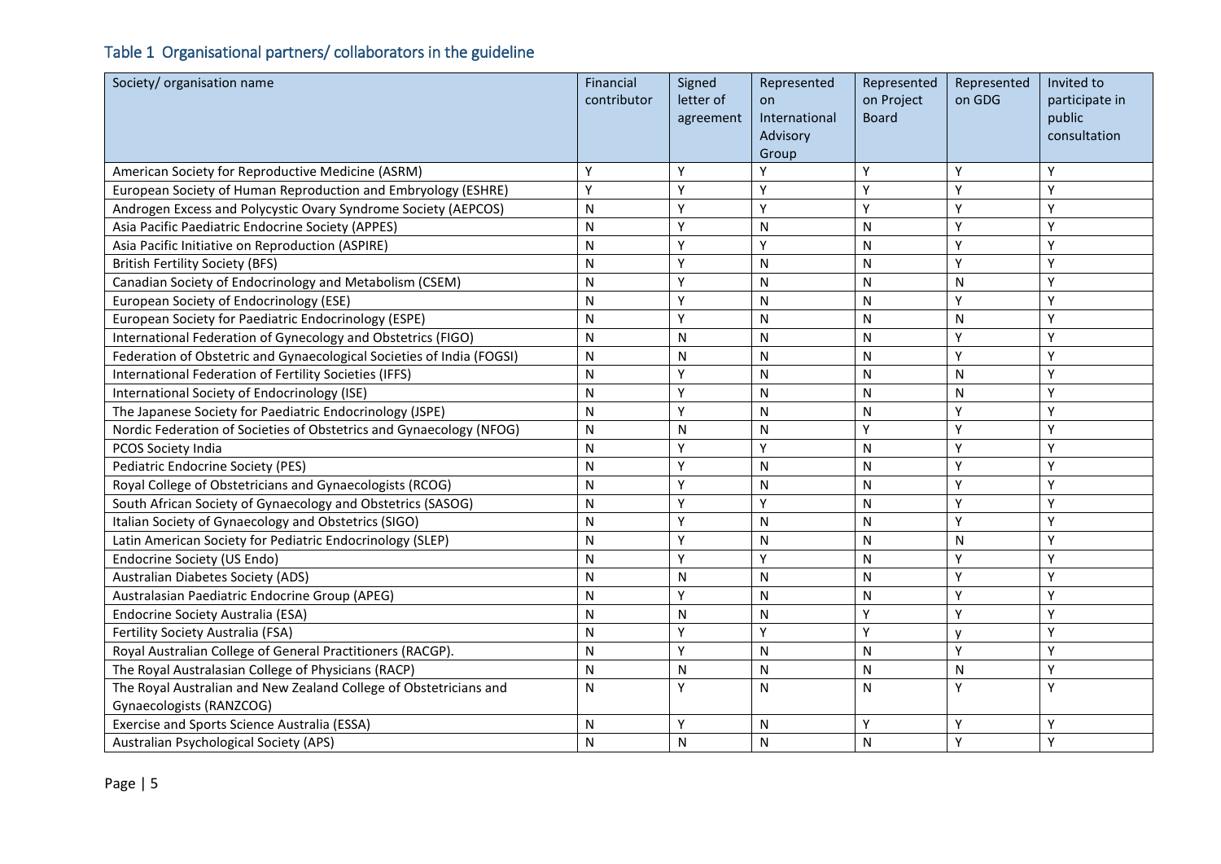## Table 1 Organisational partners/ collaborators in the guideline

| Society/ organisation name | Financial contributor | Signed letter of agreement | Represented on International Advisory Group | Represented on Project Board | Represented on GDG | Invited to participate in public consultation |
|---|---|---|---|---|---|---|
| American Society for Reproductive Medicine (ASRM) | Y | Y | Y | Y | Y | Y |
| European Society of Human Reproduction and Embryology (ESHRE) | Y | Y | Y | Y | Y | Y |
| Androgen Excess and Polycystic Ovary Syndrome Society (AEPCOS) | N | Y | Y | Y | Y | Y |
| Asia Pacific Paediatric Endocrine Society (APPES) | N | Y | N | N | Y | Y |
| Asia Pacific Initiative on Reproduction (ASPIRE) | N | Y | Y | N | Y | Y |
| British Fertility Society (BFS) | N | Y | N | N | Y | Y |
| Canadian Society of Endocrinology and Metabolism (CSEM) | N | Y | N | N | N | Y |
| European Society of Endocrinology (ESE) | N | Y | N | N | Y | Y |
| European Society for Paediatric Endocrinology (ESPE) | N | Y | N | N | N | Y |
| International Federation of Gynecology and Obstetrics (FIGO) | N | N | N | N | Y | Y |
| Federation of Obstetric and Gynaecological Societies of India (FOGSI) | N | N | N | N | Y | Y |
| International Federation of Fertility Societies (IFFS) | N | Y | N | N | N | Y |
| International Society of Endocrinology (ISE) | N | Y | N | N | N | Y |
| The Japanese Society for Paediatric Endocrinology (JSPE) | N | Y | N | N | Y | Y |
| Nordic Federation of Societies of Obstetrics and Gynaecology (NFOG) | N | N | N | Y | Y | Y |
| PCOS Society India | N | Y | Y | N | Y | Y |
| Pediatric Endocrine Society (PES) | N | Y | N | N | Y | Y |
| Royal College of Obstetricians and Gynaecologists (RCOG) | N | Y | N | N | Y | Y |
| South African Society of Gynaecology and Obstetrics (SASOG) | N | Y | Y | N | Y | Y |
| Italian Society of Gynaecology and Obstetrics (SIGO) | N | Y | N | N | Y | Y |
| Latin American Society for Pediatric Endocrinology (SLEP) | N | Y | N | N | N | Y |
| Endocrine Society (US Endo) | N | Y | Y | N | Y | Y |
| Australian Diabetes Society (ADS) | N | N | N | N | Y | Y |
| Australasian Paediatric Endocrine Group (APEG) | N | Y | N | N | Y | Y |
| Endocrine Society Australia (ESA) | N | N | N | Y | Y | Y |
| Fertility Society Australia (FSA) | N | Y | Y | Y | y | Y |
| Royal Australian College of General Practitioners (RACGP). | N | Y | N | N | Y | Y |
| The Royal Australasian College of Physicians (RACP) | N | N | N | N | N | Y |
| The Royal Australian and New Zealand College of Obstetricians and Gynaecologists (RANZCOG) | N | Y | N | N | Y | Y |
| Exercise and Sports Science Australia (ESSA) | N | Y | N | Y | Y | Y |
| Australian Psychological Society (APS) | N | N | N | N | Y | Y |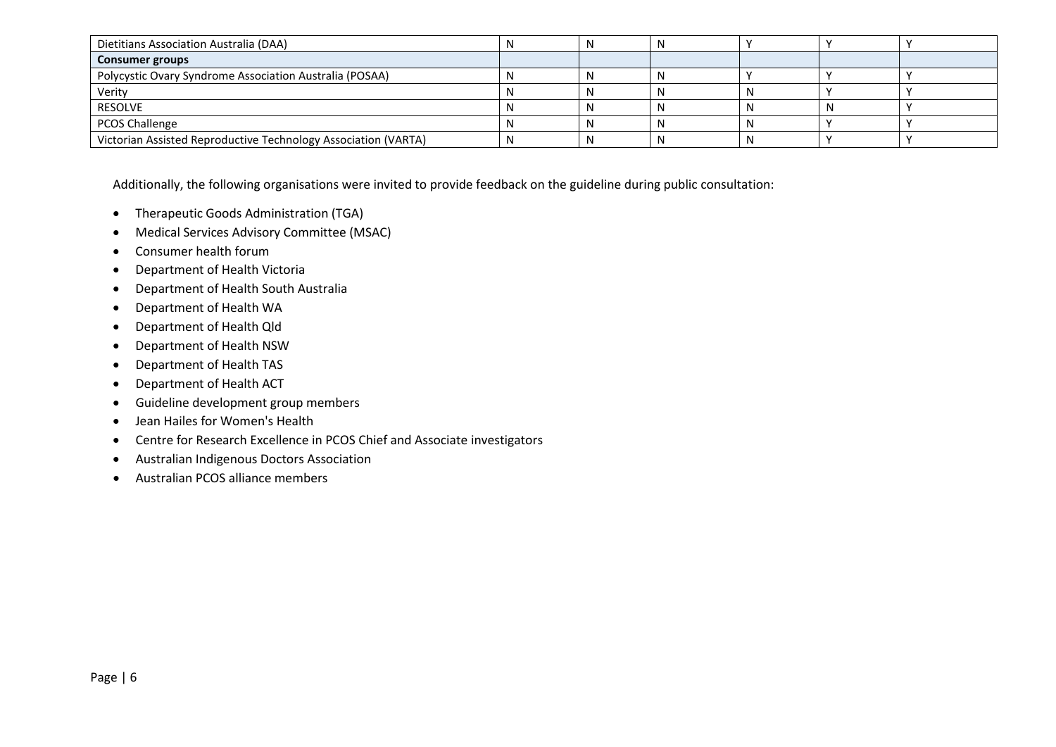| | | | | | | |
|---|---|---|---|---|---|---|
| Dietitians Association Australia (DAA) | N | N | N | Y | Y | Y |
| **Consumer groups** | | | | | | |
| Polycystic Ovary Syndrome Association Australia (POSAA) | N | N | N | Y | Y | Y |
| Verity | N | N | N | N | Y | Y |
| RESOLVE | N | N | N | N | N | Y |
| PCOS Challenge | N | N | N | N | Y | Y |
| Victorian Assisted Reproductive Technology Association (VARTA) | N | N | N | N | Y | Y |

Additionally, the following organisations were invited to provide feedback on the guideline during public consultation:

- Therapeutic Goods Administration (TGA)
- Medical Services Advisory Committee (MSAC)
- Consumer health forum
- Department of Health Victoria
- Department of Health South Australia
- Department of Health WA
- Department of Health Qld
- Department of Health NSW
- Department of Health TAS
- Department of Health ACT
- Guideline development group members
- Jean Hailes for Women's Health
- Centre for Research Excellence in PCOS Chief and Associate investigators
- Australian Indigenous Doctors Association
- Australian PCOS alliance members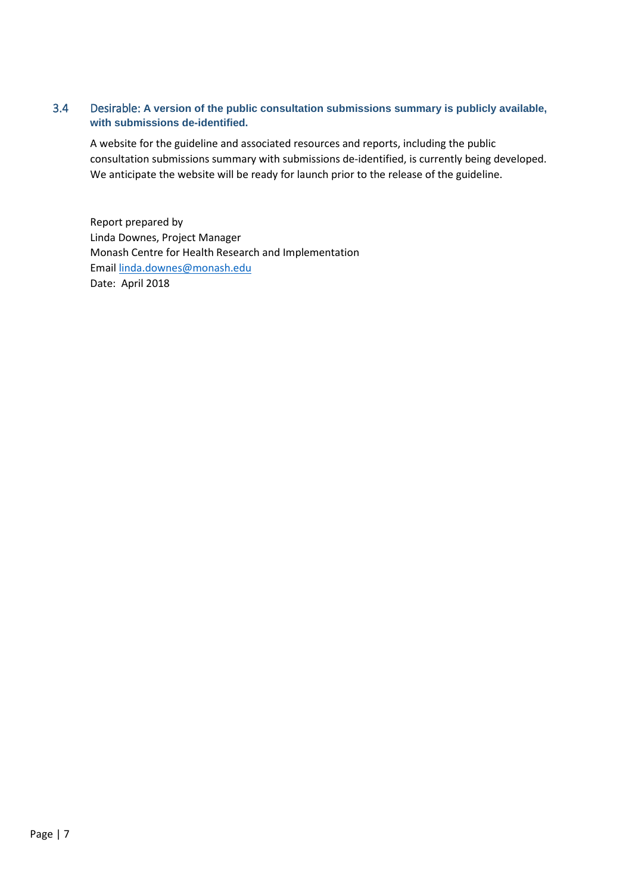### 3.4 Desirable: **A version of the public consultation submissions summary is publicly available, with submissions de-identified.**

A website for the guideline and associated resources and reports, including the public consultation submissions summary with submissions de-identified, is currently being developed. We anticipate the website will be ready for launch prior to the release of the guideline.

Report prepared by
Linda Downes, Project Manager
Monash Centre for Health Research and Implementation
Email linda.downes@monash.edu
Date: April 2018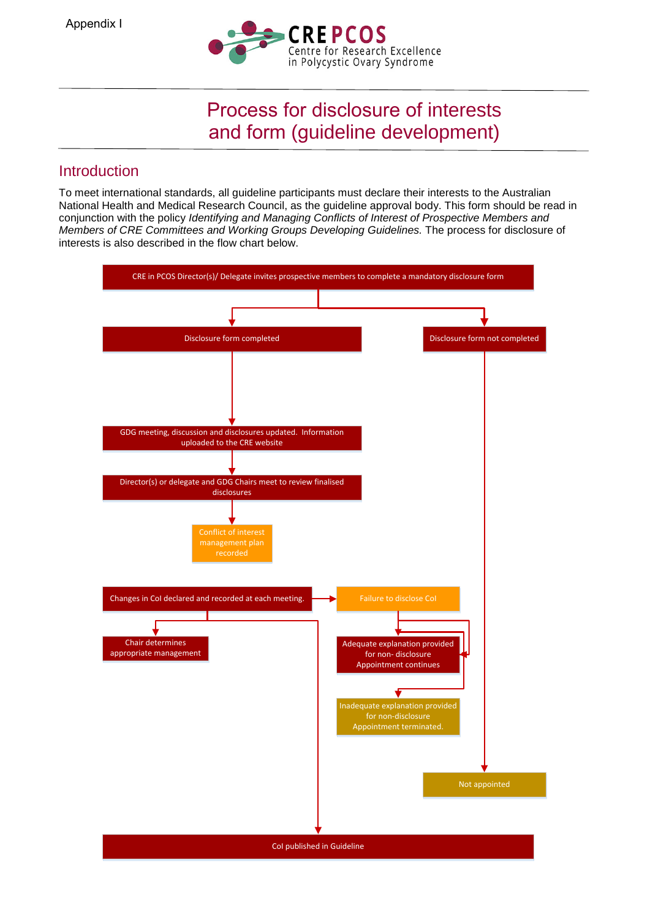Appendix I

CRE PCOS
Centre for Research Excellence
in Polycystic Ovary Syndrome

# Process for disclosure of interests and form (guideline development)

## Introduction

To meet international standards, all guideline participants must declare their interests to the Australian National Health and Medical Research Council, as the guideline approval body. This form should be read in conjunction with the policy *Identifying and Managing Conflicts of Interest of Prospective Members and Members of CRE Committees and Working Groups Developing Guidelines.* The process for disclosure of interests is also described in the flow chart below.

CRE in PCOS Director(s)/ Delegate invites prospective members to complete a mandatory disclosure form

Disclosure form completed

Disclosure form not completed

GDG meeting, discussion and disclosures updated. Information uploaded to the CRE website

Director(s) or delegate and GDG Chairs meet to review finalised disclosures

Conflict of interest management plan recorded

Changes in CoI declared and recorded at each meeting.

Failure to disclose CoI

Chair determines appropriate management

Adequate explanation provided for non- disclosure Appointment continues

Inadequate explanation provided for non-disclosure Appointment terminated.

Not appointed

CoI published in Guideline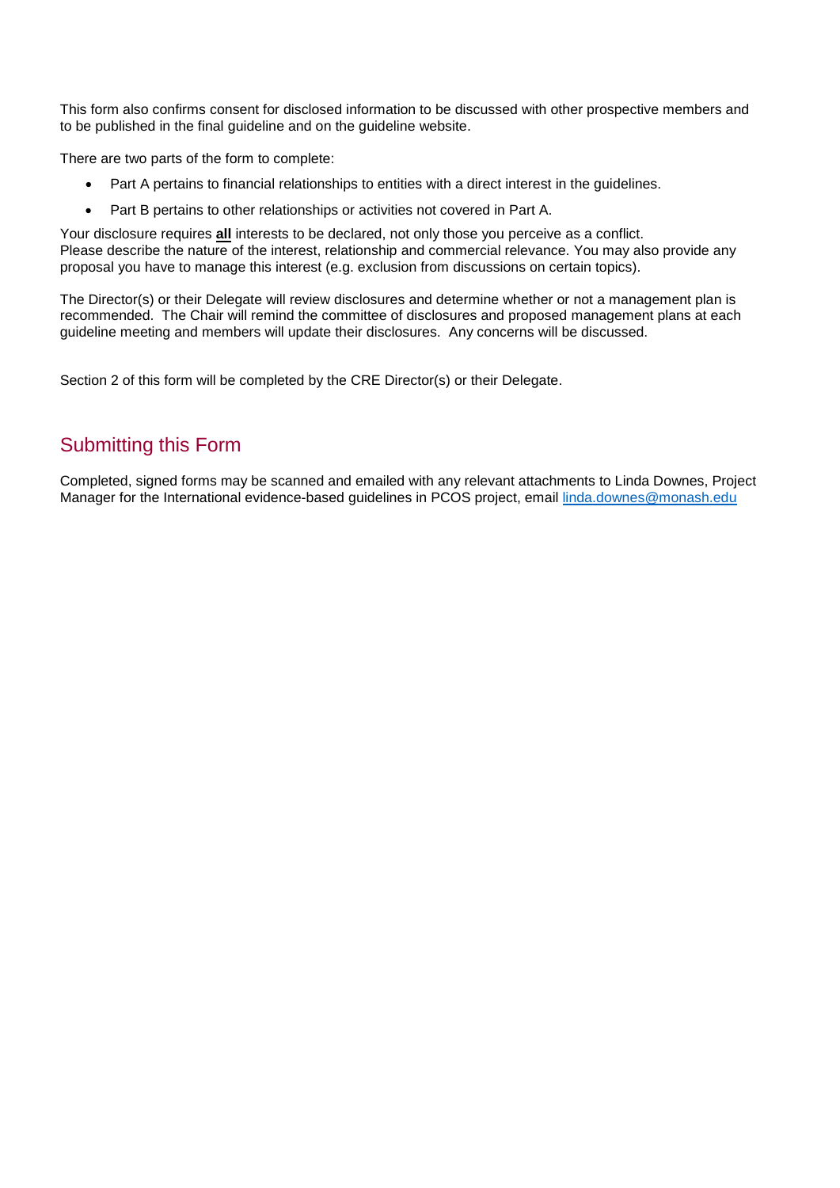This form also confirms consent for disclosed information to be discussed with other prospective members and to be published in the final guideline and on the guideline website.

There are two parts of the form to complete:

- Part A pertains to financial relationships to entities with a direct interest in the guidelines.
- Part B pertains to other relationships or activities not covered in Part A.

Your disclosure requires **all** interests to be declared, not only those you perceive as a conflict. Please describe the nature of the interest, relationship and commercial relevance. You may also provide any proposal you have to manage this interest (e.g. exclusion from discussions on certain topics).

The Director(s) or their Delegate will review disclosures and determine whether or not a management plan is recommended. The Chair will remind the committee of disclosures and proposed management plans at each guideline meeting and members will update their disclosures. Any concerns will be discussed.

Section 2 of this form will be completed by the CRE Director(s) or their Delegate.

## Submitting this Form

Completed, signed forms may be scanned and emailed with any relevant attachments to Linda Downes, Project Manager for the International evidence-based guidelines in PCOS project, email linda.downes@monash.edu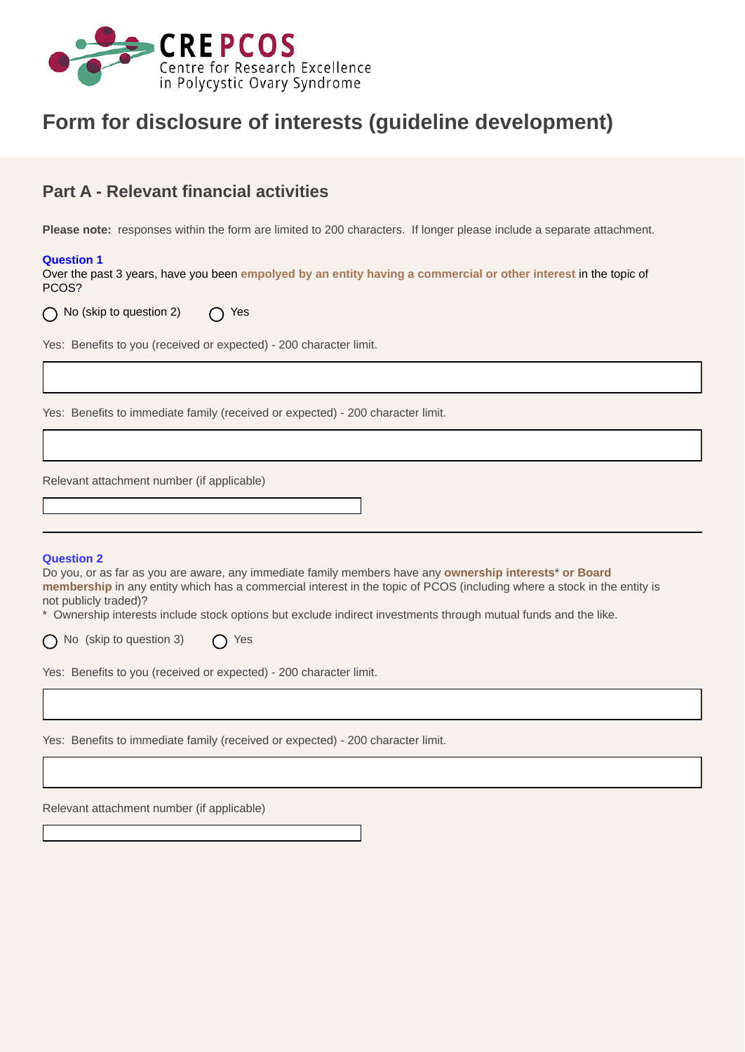CREPCOS
Centre for Research Excellence in Polycystic Ovary Syndrome

# Form for disclosure of interests (guideline development)

## Part A - Relevant financial activities

**Please note:** responses within the form are limited to 200 characters. If longer please include a separate attachment.

**Question 1**

Over the past 3 years, have you been **empolyed by an entity having a commercial or other interest** in the topic of PCOS?

○ No (skip to question 2) ○ Yes

Yes: Benefits to you (received or expected) - 200 character limit.

Yes: Benefits to immediate family (received or expected) - 200 character limit.

Relevant attachment number (if applicable)

---

**Question 2**

Do you, or as far as you are aware, any immediate family members have any **ownership interests*** **or Board membership** in any entity which has a commercial interest in the topic of PCOS (including where a stock in the entity is not publicly traded)?

* Ownership interests include stock options but exclude indirect investments through mutual funds and the like.

○ No (skip to question 3) ○ Yes

Yes: Benefits to you (received or expected) - 200 character limit.

Yes: Benefits to immediate family (received or expected) - 200 character limit.

Relevant attachment number (if applicable)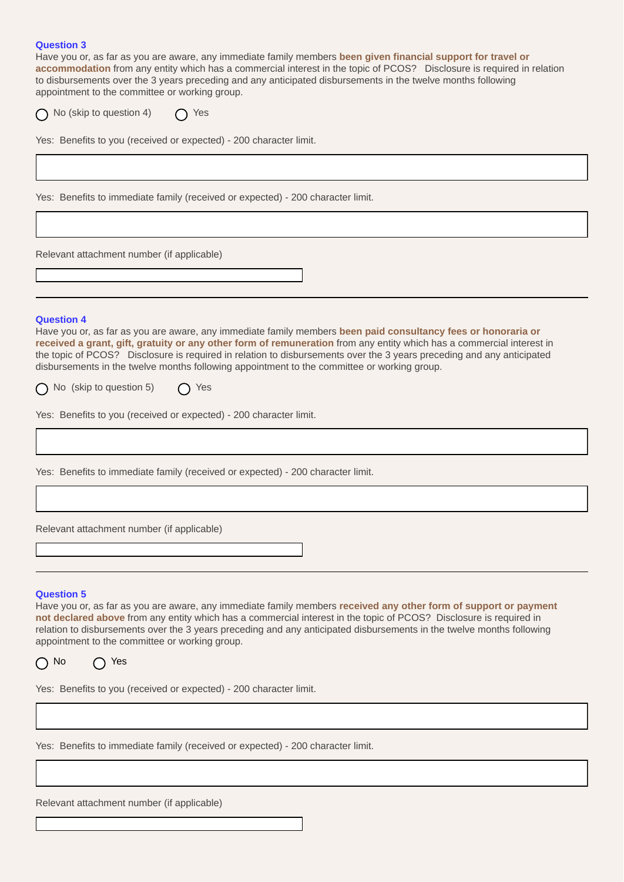**Question 3**

Have you or, as far as you are aware, any immediate family members **been given financial support for travel or accommodation** from any entity which has a commercial interest in the topic of PCOS? Disclosure is required in relation to disbursements over the 3 years preceding and any anticipated disbursements in the twelve months following appointment to the committee or working group.

◯ No (skip to question 4) ◯ Yes

Yes: Benefits to you (received or expected) - 200 character limit.

Yes: Benefits to immediate family (received or expected) - 200 character limit.

Relevant attachment number (if applicable)

---

**Question 4**

Have you or, as far as you are aware, any immediate family members **been paid consultancy fees or honoraria or received a grant, gift, gratuity or any other form of remuneration** from any entity which has a commercial interest in the topic of PCOS? Disclosure is required in relation to disbursements over the 3 years preceding and any anticipated disbursements in the twelve months following appointment to the committee or working group.

◯ No (skip to question 5) ◯ Yes

Yes: Benefits to you (received or expected) - 200 character limit.

Yes: Benefits to immediate family (received or expected) - 200 character limit.

Relevant attachment number (if applicable)

---

**Question 5**

Have you or, as far as you are aware, any immediate family members **received any other form of support or payment not declared above** from any entity which has a commercial interest in the topic of PCOS? Disclosure is required in relation to disbursements over the 3 years preceding and any anticipated disbursements in the twelve months following appointment to the committee or working group.

◯ No ◯ Yes

Yes: Benefits to you (received or expected) - 200 character limit.

Yes: Benefits to immediate family (received or expected) - 200 character limit.

Relevant attachment number (if applicable)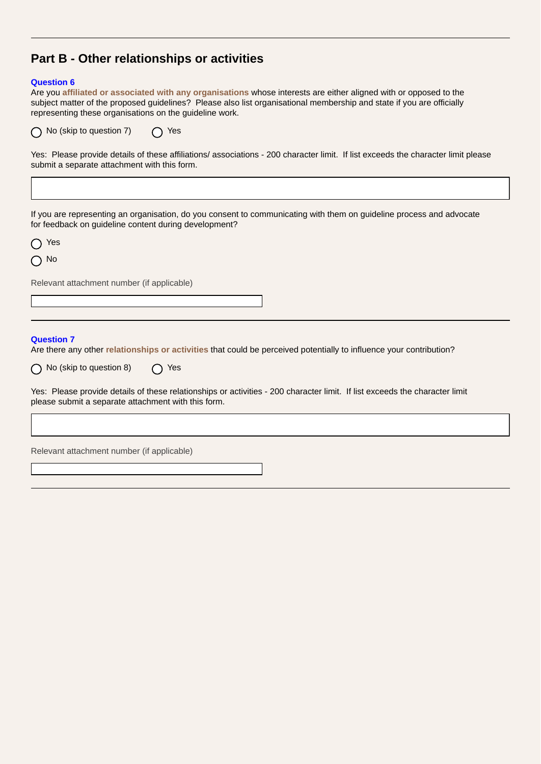## Part B - Other relationships or activities

**Question 6**

Are you **affiliated or associated with any organisations** whose interests are either aligned with or opposed to the subject matter of the proposed guidelines? Please also list organisational membership and state if you are officially representing these organisations on the guideline work.

◯ No (skip to question 7)　　◯ Yes

Yes: Please provide details of these affiliations/ associations - 200 character limit. If list exceeds the character limit please submit a separate attachment with this form.

If you are representing an organisation, do you consent to communicating with them on guideline process and advocate for feedback on guideline content during development?

◯ Yes

◯ No

Relevant attachment number (if applicable)

---

**Question 7**

Are there any other **relationships or activities** that could be perceived potentially to influence your contribution?

◯ No (skip to question 8)　　◯ Yes

Yes: Please provide details of these relationships or activities - 200 character limit. If list exceeds the character limit please submit a separate attachment with this form.

Relevant attachment number (if applicable)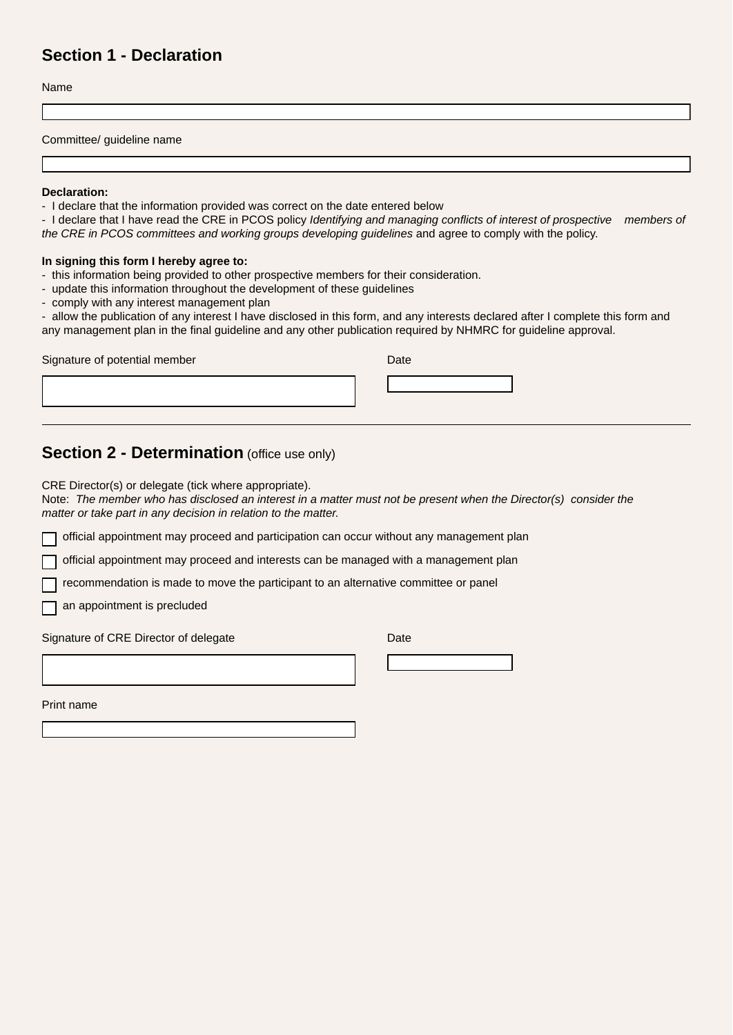## Section 1 - Declaration

Name

Committee/ guideline name

**Declaration:**

- I declare that the information provided was correct on the date entered below
- I declare that I have read the CRE in PCOS policy *Identifying and managing conflicts of interest of prospective members of the CRE in PCOS committees and working groups developing guidelines* and agree to comply with the policy.

**In signing this form I hereby agree to:**

- this information being provided to other prospective members for their consideration.
- update this information throughout the development of these guidelines
- comply with any interest management plan
- allow the publication of any interest I have disclosed in this form, and any interests declared after I complete this form and any management plan in the final guideline and any other publication required by NHMRC for guideline approval.

Signature of potential member

Date

---

## Section 2 - Determination (office use only)

CRE Director(s) or delegate (tick where appropriate).

Note: *The member who has disclosed an interest in a matter must not be present when the Director(s) consider the matter or take part in any decision in relation to the matter.*

- ☐ official appointment may proceed and participation can occur without any management plan
- ☐ official appointment may proceed and interests can be managed with a management plan
- ☐ recommendation is made to move the participant to an alternative committee or panel
- ☐ an appointment is precluded

Signature of CRE Director of delegate

Date

Print name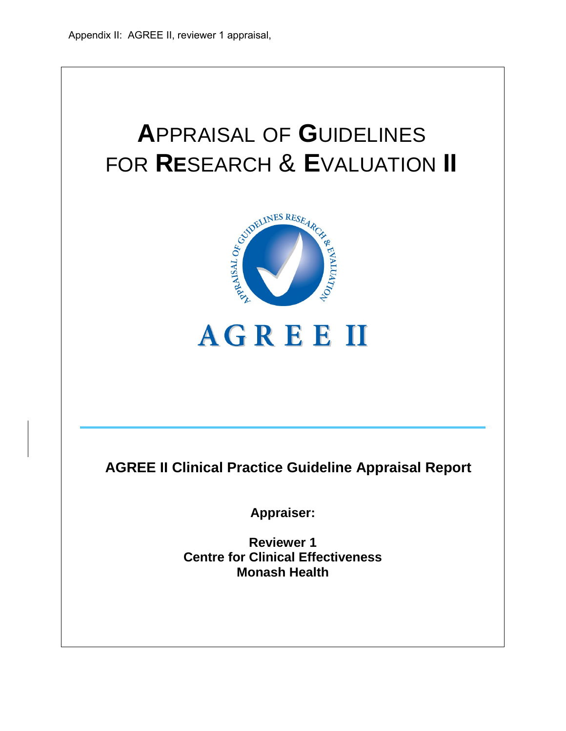Appendix II: AGREE II, reviewer 1 appraisal,

# **A**PPRAISAL OF **G**UIDELINES FOR **RE**SEARCH & **E**VALUATION **II**

AGREE II

**AGREE II Clinical Practice Guideline Appraisal Report**

**Appraiser:**

**Reviewer 1**
**Centre for Clinical Effectiveness**
**Monash Health**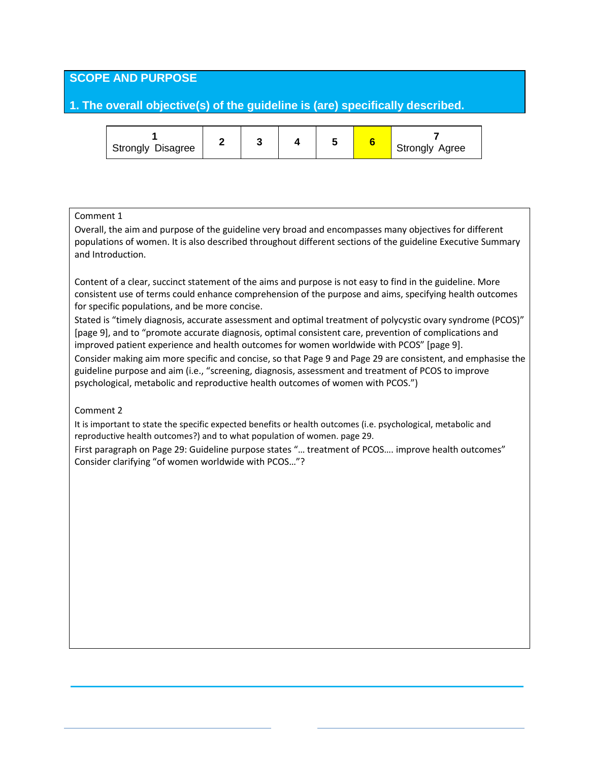## SCOPE AND PURPOSE

### 1. The overall objective(s) of the guideline is (are) specifically described.

| 1 Strongly Disagree | 2 | 3 | 4 | 5 | **6** | 7 Strongly Agree |
|---|---|---|---|---|---|---|

Comment 1

Overall, the aim and purpose of the guideline very broad and encompasses many objectives for different populations of women. It is also described throughout different sections of the guideline Executive Summary and Introduction.

Content of a clear, succinct statement of the aims and purpose is not easy to find in the guideline. More consistent use of terms could enhance comprehension of the purpose and aims, specifying health outcomes for specific populations, and be more concise.

Stated is "timely diagnosis, accurate assessment and optimal treatment of polycystic ovary syndrome (PCOS)" [page 9], and to "promote accurate diagnosis, optimal consistent care, prevention of complications and improved patient experience and health outcomes for women worldwide with PCOS" [page 9].

Consider making aim more specific and concise, so that Page 9 and Page 29 are consistent, and emphasise the guideline purpose and aim (i.e., "screening, diagnosis, assessment and treatment of PCOS to improve psychological, metabolic and reproductive health outcomes of women with PCOS.")

Comment 2

It is important to state the specific expected benefits or health outcomes (i.e. psychological, metabolic and reproductive health outcomes?) and to what population of women. page 29.

First paragraph on Page 29: Guideline purpose states "… treatment of PCOS…. improve health outcomes" Consider clarifying "of women worldwide with PCOS…"?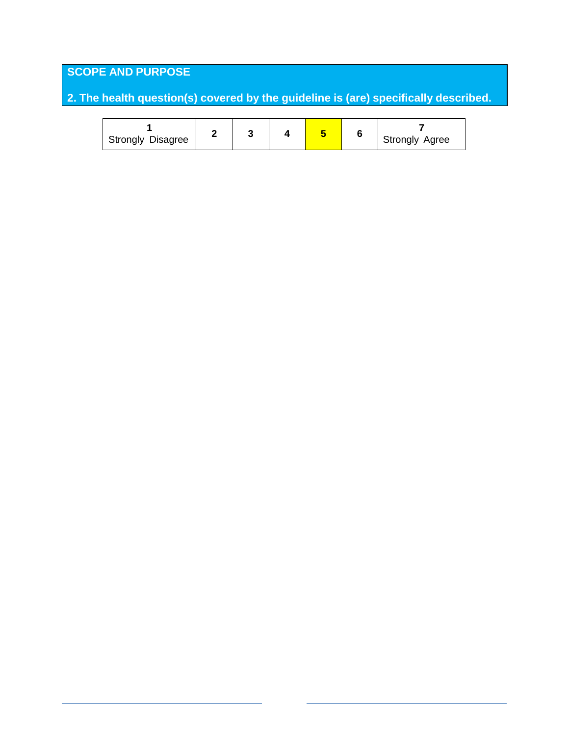## SCOPE AND PURPOSE

**2. The health question(s) covered by the guideline is (are) specifically described.**

| 1 Strongly Disagree | 2 | 3 | 4 | 5 | 6 | 7 Strongly Agree |
|---|---|---|---|---|---|---|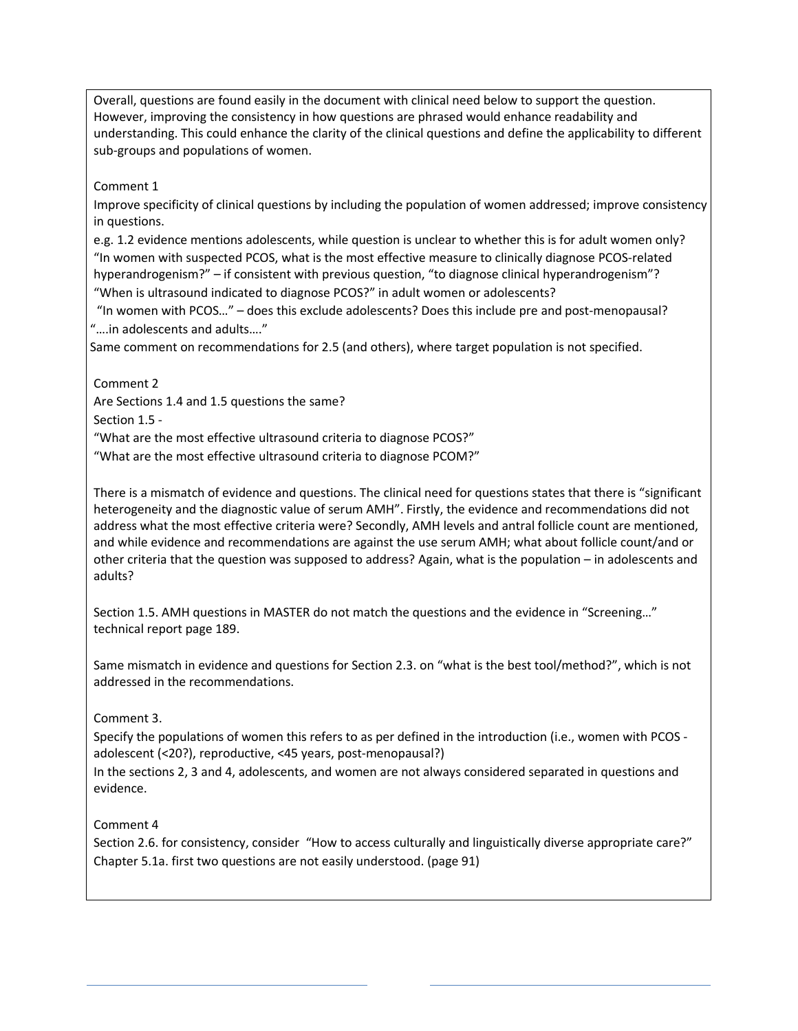Overall, questions are found easily in the document with clinical need below to support the question. However, improving the consistency in how questions are phrased would enhance readability and understanding. This could enhance the clarity of the clinical questions and define the applicability to different sub-groups and populations of women.

Comment 1

Improve specificity of clinical questions by including the population of women addressed; improve consistency in questions.

e.g. 1.2 evidence mentions adolescents, while question is unclear to whether this is for adult women only? "In women with suspected PCOS, what is the most effective measure to clinically diagnose PCOS-related hyperandrogenism?" – if consistent with previous question, "to diagnose clinical hyperandrogenism"? "When is ultrasound indicated to diagnose PCOS?" in adult women or adolescents?

"In women with PCOS…" – does this exclude adolescents? Does this include pre and post-menopausal? "….in adolescents and adults…."

Same comment on recommendations for 2.5 (and others), where target population is not specified.

Comment 2

Are Sections 1.4 and 1.5 questions the same?

Section 1.5 -

"What are the most effective ultrasound criteria to diagnose PCOS?"

"What are the most effective ultrasound criteria to diagnose PCOM?"

There is a mismatch of evidence and questions. The clinical need for questions states that there is "significant heterogeneity and the diagnostic value of serum AMH". Firstly, the evidence and recommendations did not address what the most effective criteria were? Secondly, AMH levels and antral follicle count are mentioned, and while evidence and recommendations are against the use serum AMH; what about follicle count/and or other criteria that the question was supposed to address? Again, what is the population – in adolescents and adults?

Section 1.5. AMH questions in MASTER do not match the questions and the evidence in "Screening…" technical report page 189.

Same mismatch in evidence and questions for Section 2.3. on "what is the best tool/method?", which is not addressed in the recommendations.

Comment 3.

Specify the populations of women this refers to as per defined in the introduction (i.e., women with PCOS - adolescent (<20?), reproductive, <45 years, post-menopausal?)

In the sections 2, 3 and 4, adolescents, and women are not always considered separated in questions and evidence.

Comment 4

Section 2.6. for consistency, consider "How to access culturally and linguistically diverse appropriate care?"

Chapter 5.1a. first two questions are not easily understood. (page 91)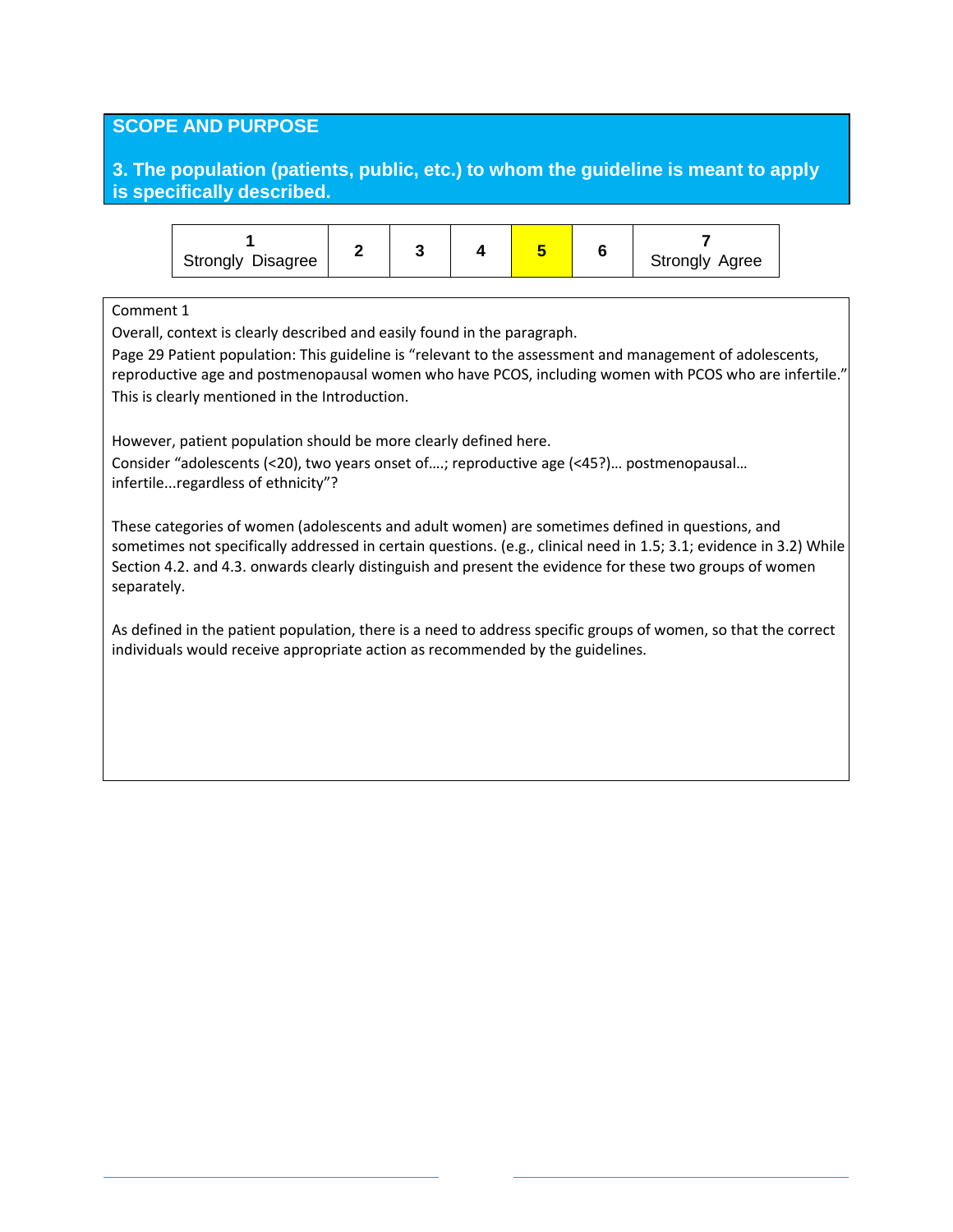## SCOPE AND PURPOSE

### 3. The population (patients, public, etc.) to whom the guideline is meant to apply is specifically described.

| 1 Strongly Disagree | 2 | 3 | 4 | 5 | 6 | 7 Strongly Agree |
|---|---|---|---|---|---|---|

(Rating selected: 5)

Comment 1

Overall, context is clearly described and easily found in the paragraph.

Page 29 Patient population: This guideline is "relevant to the assessment and management of adolescents, reproductive age and postmenopausal women who have PCOS, including women with PCOS who are infertile." This is clearly mentioned in the Introduction.

However, patient population should be more clearly defined here.

Consider "adolescents (<20), two years onset of….; reproductive age (<45?)… postmenopausal… infertile...regardless of ethnicity"?

These categories of women (adolescents and adult women) are sometimes defined in questions, and sometimes not specifically addressed in certain questions. (e.g., clinical need in 1.5; 3.1; evidence in 3.2) While Section 4.2. and 4.3. onwards clearly distinguish and present the evidence for these two groups of women separately.

As defined in the patient population, there is a need to address specific groups of women, so that the correct individuals would receive appropriate action as recommended by the guidelines.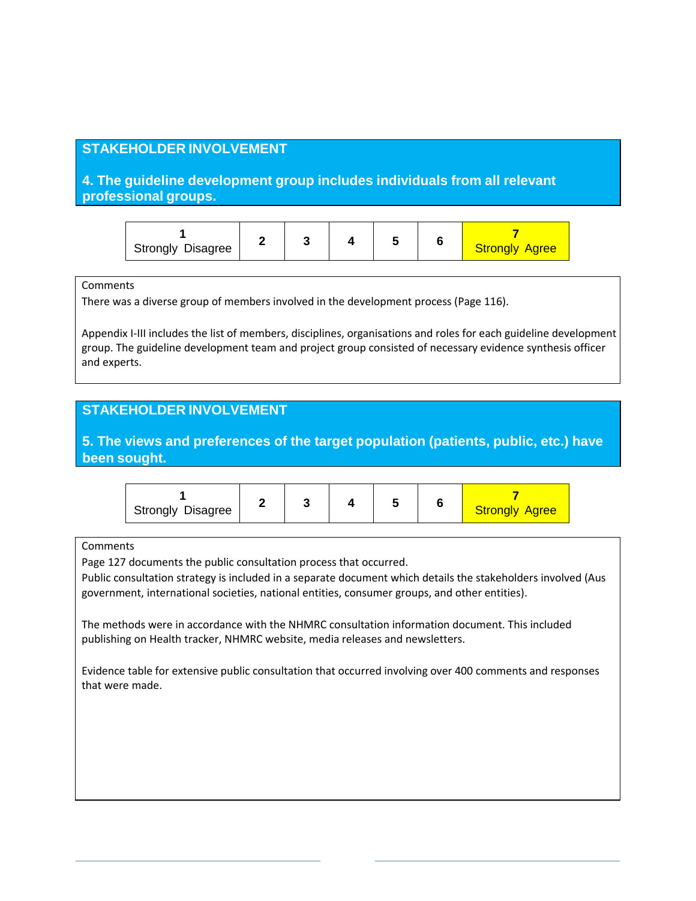## STAKEHOLDER INVOLVEMENT

### 4. The guideline development group includes individuals from all relevant professional groups.

| 1<br>Strongly Disagree | 2 | 3 | 4 | 5 | 6 | 7<br>Strongly Agree |
|---|---|---|---|---|---|---|

Comments

There was a diverse group of members involved in the development process (Page 116).

Appendix I-III includes the list of members, disciplines, organisations and roles for each guideline development group. The guideline development team and project group consisted of necessary evidence synthesis officer and experts.

## STAKEHOLDER INVOLVEMENT

### 5. The views and preferences of the target population (patients, public, etc.) have been sought.

| 1<br>Strongly Disagree | 2 | 3 | 4 | 5 | 6 | 7<br>Strongly Agree |
|---|---|---|---|---|---|---|

Comments

Page 127 documents the public consultation process that occurred.

Public consultation strategy is included in a separate document which details the stakeholders involved (Aus government, international societies, national entities, consumer groups, and other entities).

The methods were in accordance with the NHMRC consultation information document. This included publishing on Health tracker, NHMRC website, media releases and newsletters.

Evidence table for extensive public consultation that occurred involving over 400 comments and responses that were made.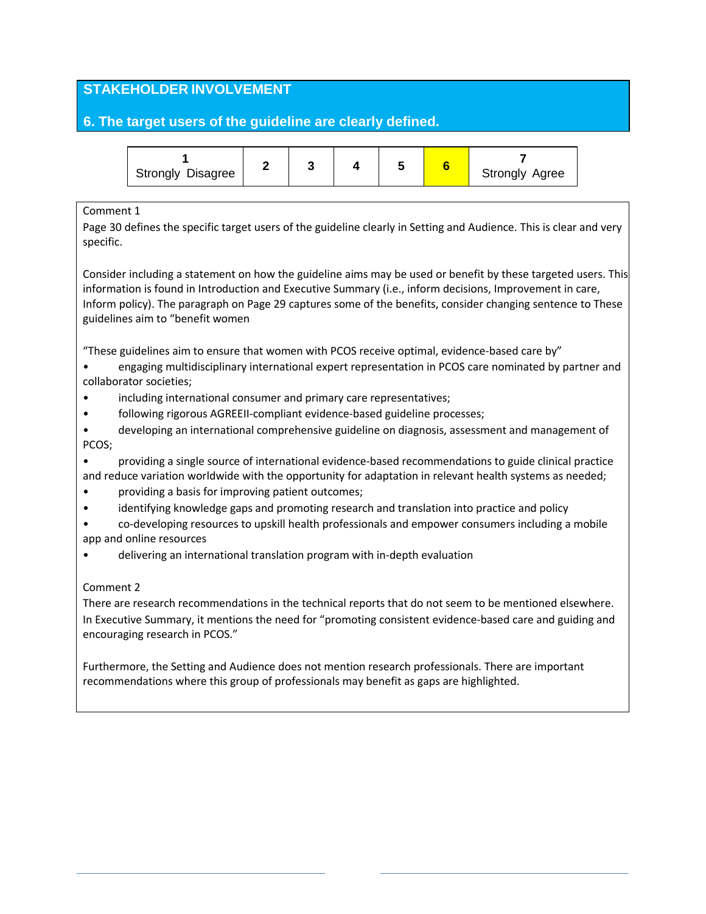## STAKEHOLDER INVOLVEMENT

### 6. The target users of the guideline are clearly defined.

| 1 Strongly Disagree | 2 | 3 | 4 | 5 | 6 | 7 Strongly Agree |
|---|---|---|---|---|---|---|

(Selected: 6)

Comment 1

Page 30 defines the specific target users of the guideline clearly in Setting and Audience. This is clear and very specific.

Consider including a statement on how the guideline aims may be used or benefit by these targeted users. This information is found in Introduction and Executive Summary (i.e., inform decisions, Improvement in care, Inform policy). The paragraph on Page 29 captures some of the benefits, consider changing sentence to These guidelines aim to "benefit women

"These guidelines aim to ensure that women with PCOS receive optimal, evidence-based care by"

- engaging multidisciplinary international expert representation in PCOS care nominated by partner and collaborator societies;
- including international consumer and primary care representatives;
- following rigorous AGREEII-compliant evidence-based guideline processes;
- developing an international comprehensive guideline on diagnosis, assessment and management of PCOS;
- providing a single source of international evidence-based recommendations to guide clinical practice and reduce variation worldwide with the opportunity for adaptation in relevant health systems as needed;
- providing a basis for improving patient outcomes;
- identifying knowledge gaps and promoting research and translation into practice and policy
- co-developing resources to upskill health professionals and empower consumers including a mobile app and online resources
- delivering an international translation program with in-depth evaluation

Comment 2

There are research recommendations in the technical reports that do not seem to be mentioned elsewhere. In Executive Summary, it mentions the need for "promoting consistent evidence-based care and guiding and encouraging research in PCOS."

Furthermore, the Setting and Audience does not mention research professionals. There are important recommendations where this group of professionals may benefit as gaps are highlighted.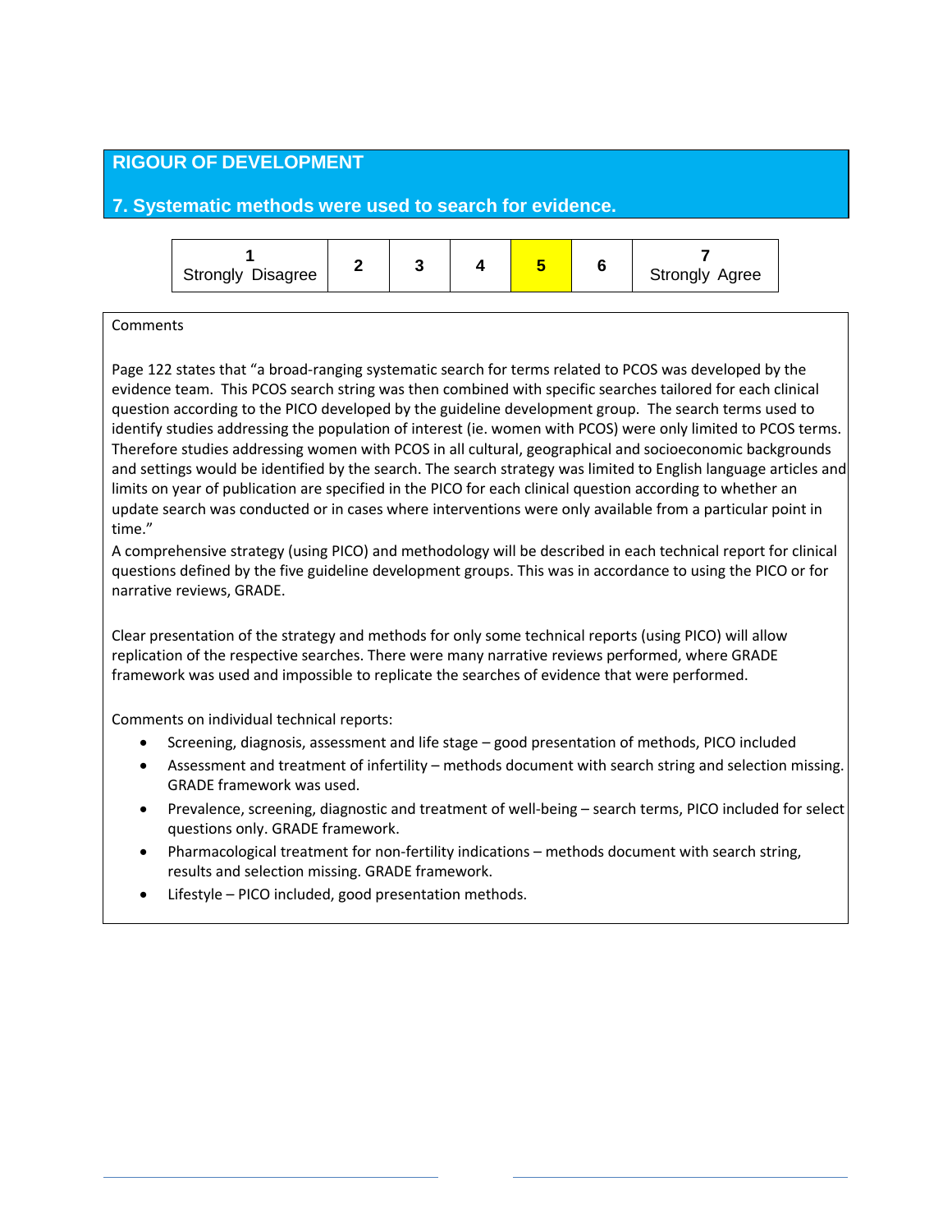## RIGOUR OF DEVELOPMENT

### 7. Systematic methods were used to search for evidence.

| 1 Strongly Disagree | 2 | 3 | 4 | **5** | 6 | 7 Strongly Agree |
|---|---|---|---|---|---|---|

Comments

Page 122 states that "a broad-ranging systematic search for terms related to PCOS was developed by the evidence team. This PCOS search string was then combined with specific searches tailored for each clinical question according to the PICO developed by the guideline development group. The search terms used to identify studies addressing the population of interest (ie. women with PCOS) were only limited to PCOS terms. Therefore studies addressing women with PCOS in all cultural, geographical and socioeconomic backgrounds and settings would be identified by the search. The search strategy was limited to English language articles and limits on year of publication are specified in the PICO for each clinical question according to whether an update search was conducted or in cases where interventions were only available from a particular point in time."

A comprehensive strategy (using PICO) and methodology will be described in each technical report for clinical questions defined by the five guideline development groups. This was in accordance to using the PICO or for narrative reviews, GRADE.

Clear presentation of the strategy and methods for only some technical reports (using PICO) will allow replication of the respective searches. There were many narrative reviews performed, where GRADE framework was used and impossible to replicate the searches of evidence that were performed.

Comments on individual technical reports:

- Screening, diagnosis, assessment and life stage – good presentation of methods, PICO included
- Assessment and treatment of infertility – methods document with search string and selection missing. GRADE framework was used.
- Prevalence, screening, diagnostic and treatment of well-being – search terms, PICO included for select questions only. GRADE framework.
- Pharmacological treatment for non-fertility indications – methods document with search string, results and selection missing. GRADE framework.
- Lifestyle – PICO included, good presentation methods.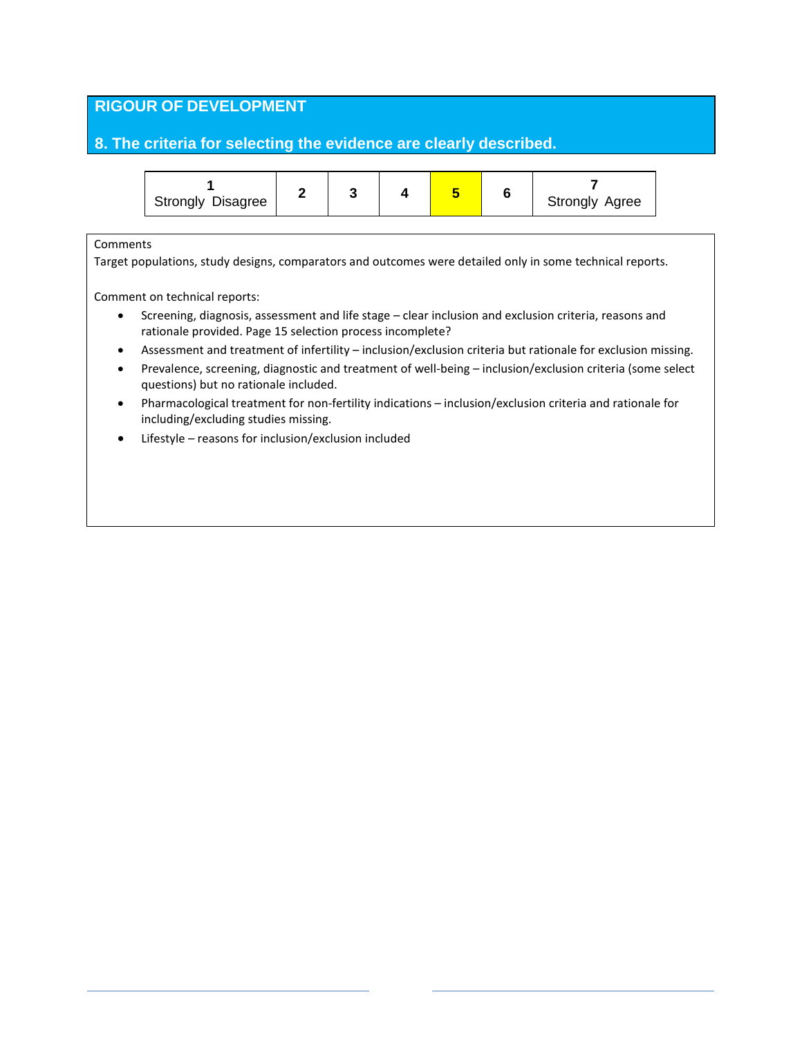## RIGOUR OF DEVELOPMENT

### 8. The criteria for selecting the evidence are clearly described.

| 1 Strongly Disagree | 2 | 3 | 4 | 5 | 6 | 7 Strongly Agree |
|---|---|---|---|---|---|---|

Selected rating: **5**

Comments

Target populations, study designs, comparators and outcomes were detailed only in some technical reports.

Comment on technical reports:

- Screening, diagnosis, assessment and life stage – clear inclusion and exclusion criteria, reasons and rationale provided. Page 15 selection process incomplete?
- Assessment and treatment of infertility – inclusion/exclusion criteria but rationale for exclusion missing.
- Prevalence, screening, diagnostic and treatment of well-being – inclusion/exclusion criteria (some select questions) but no rationale included.
- Pharmacological treatment for non-fertility indications – inclusion/exclusion criteria and rationale for including/excluding studies missing.
- Lifestyle – reasons for inclusion/exclusion included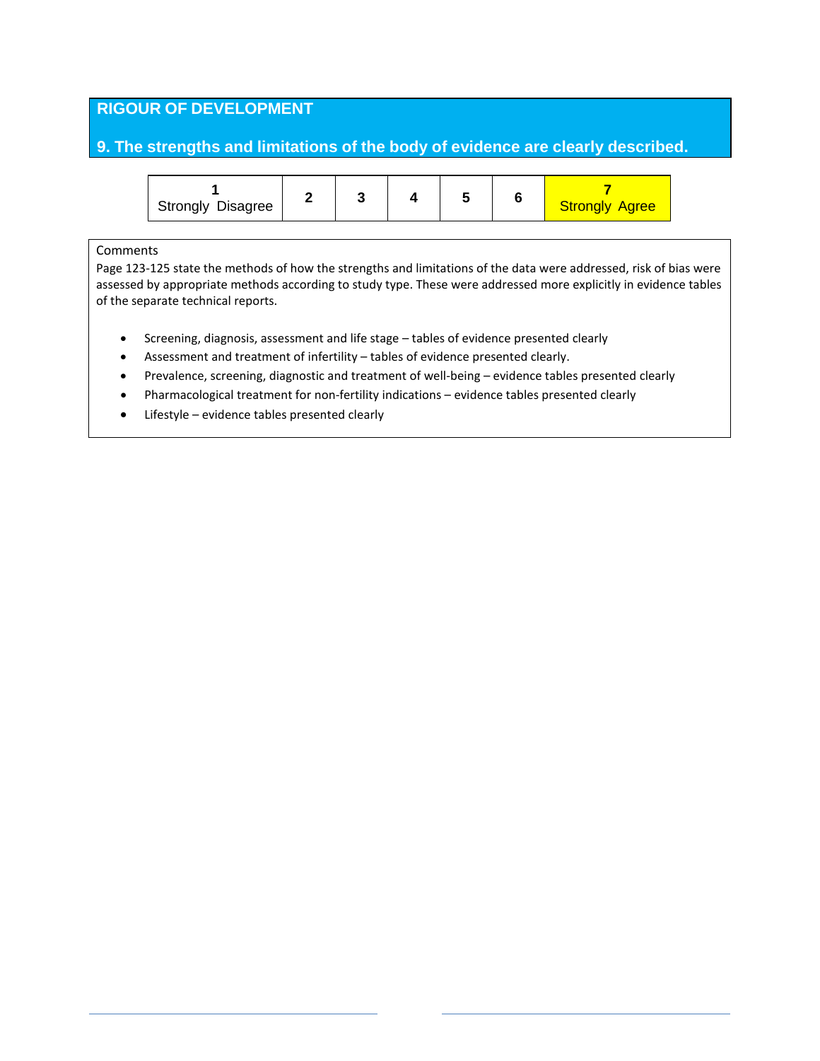## RIGOUR OF DEVELOPMENT

### 9. The strengths and limitations of the body of evidence are clearly described.

| 1<br>Strongly Disagree | 2 | 3 | 4 | 5 | 6 | 7<br>Strongly Agree |
|---|---|---|---|---|---|---|

Comments

Page 123-125 state the methods of how the strengths and limitations of the data were addressed, risk of bias were assessed by appropriate methods according to study type. These were addressed more explicitly in evidence tables of the separate technical reports.

- Screening, diagnosis, assessment and life stage – tables of evidence presented clearly
- Assessment and treatment of infertility – tables of evidence presented clearly.
- Prevalence, screening, diagnostic and treatment of well-being – evidence tables presented clearly
- Pharmacological treatment for non-fertility indications – evidence tables presented clearly
- Lifestyle – evidence tables presented clearly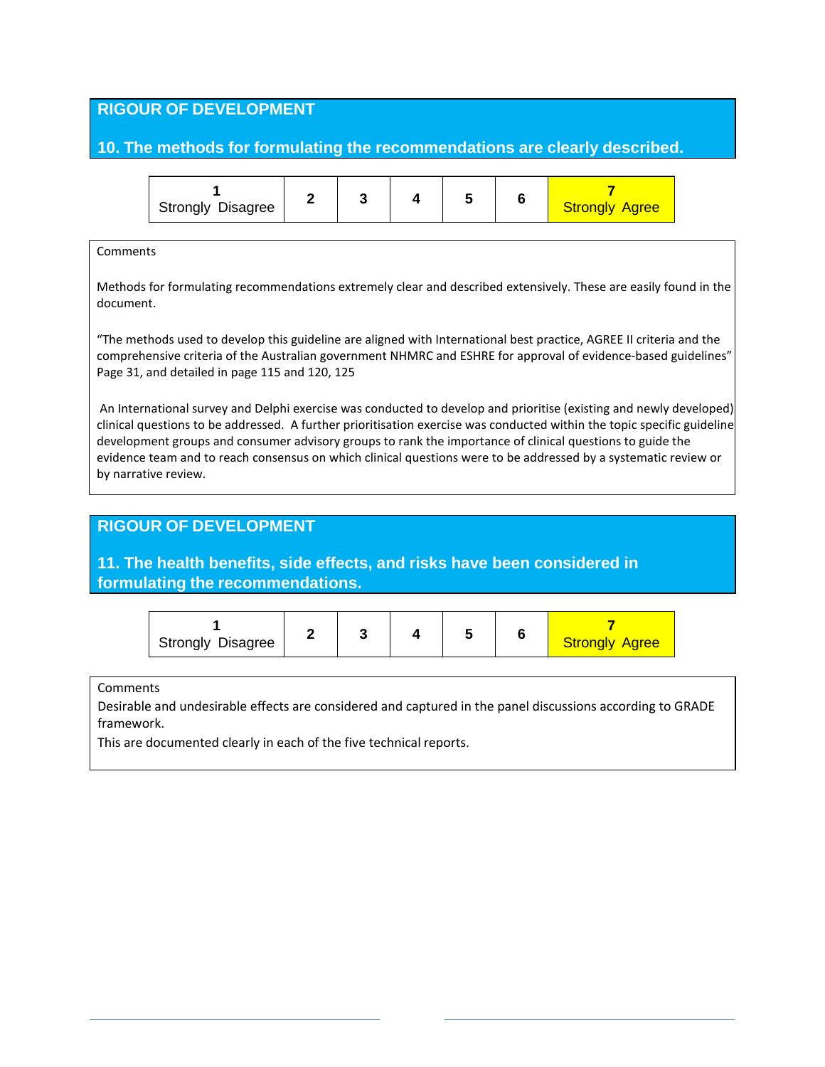## RIGOUR OF DEVELOPMENT

### 10. The methods for formulating the recommendations are clearly described.

| 1 Strongly Disagree | 2 | 3 | 4 | 5 | 6 | 7 Strongly Agree |
|---|---|---|---|---|---|---|

Comments

Methods for formulating recommendations extremely clear and described extensively. These are easily found in the document.

"The methods used to develop this guideline are aligned with International best practice, AGREE II criteria and the comprehensive criteria of the Australian government NHMRC and ESHRE for approval of evidence-based guidelines" Page 31, and detailed in page 115 and 120, 125

An International survey and Delphi exercise was conducted to develop and prioritise (existing and newly developed) clinical questions to be addressed. A further prioritisation exercise was conducted within the topic specific guideline development groups and consumer advisory groups to rank the importance of clinical questions to guide the evidence team and to reach consensus on which clinical questions were to be addressed by a systematic review or by narrative review.

## RIGOUR OF DEVELOPMENT

### 11. The health benefits, side effects, and risks have been considered in formulating the recommendations.

| 1 Strongly Disagree | 2 | 3 | 4 | 5 | 6 | 7 Strongly Agree |
|---|---|---|---|---|---|---|

Comments

Desirable and undesirable effects are considered and captured in the panel discussions according to GRADE framework.

This are documented clearly in each of the five technical reports.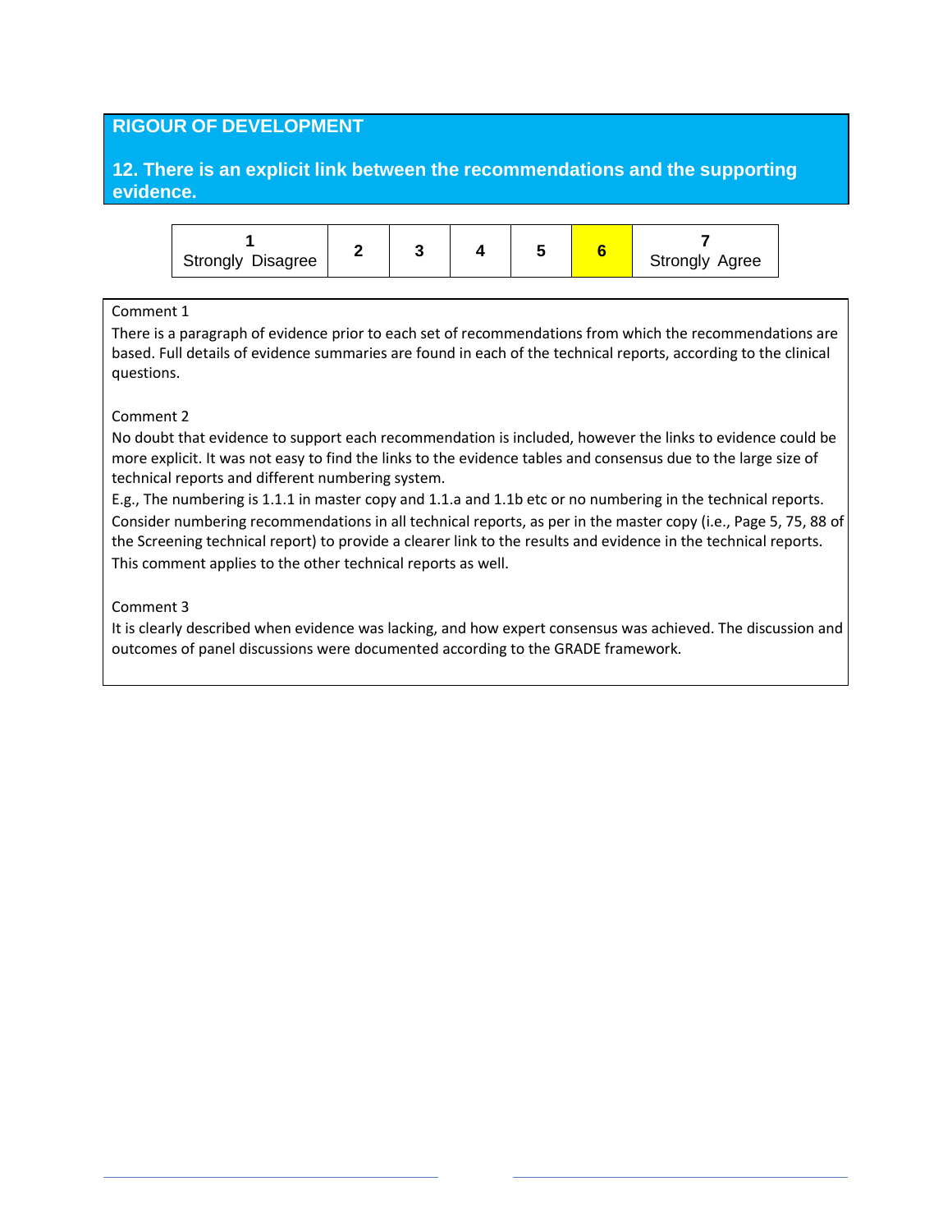## RIGOUR OF DEVELOPMENT

### 12. There is an explicit link between the recommendations and the supporting evidence.

| 1 Strongly Disagree | 2 | 3 | 4 | 5 | 6 | 7 Strongly Agree |
|---|---|---|---|---|---|---|
| | | | | | **X** | |

Comment 1

There is a paragraph of evidence prior to each set of recommendations from which the recommendations are based. Full details of evidence summaries are found in each of the technical reports, according to the clinical questions.

Comment 2

No doubt that evidence to support each recommendation is included, however the links to evidence could be more explicit. It was not easy to find the links to the evidence tables and consensus due to the large size of technical reports and different numbering system.

E.g., The numbering is 1.1.1 in master copy and 1.1.a and 1.1b etc or no numbering in the technical reports. Consider numbering recommendations in all technical reports, as per in the master copy (i.e., Page 5, 75, 88 of the Screening technical report) to provide a clearer link to the results and evidence in the technical reports. This comment applies to the other technical reports as well.

Comment 3

It is clearly described when evidence was lacking, and how expert consensus was achieved. The discussion and outcomes of panel discussions were documented according to the GRADE framework.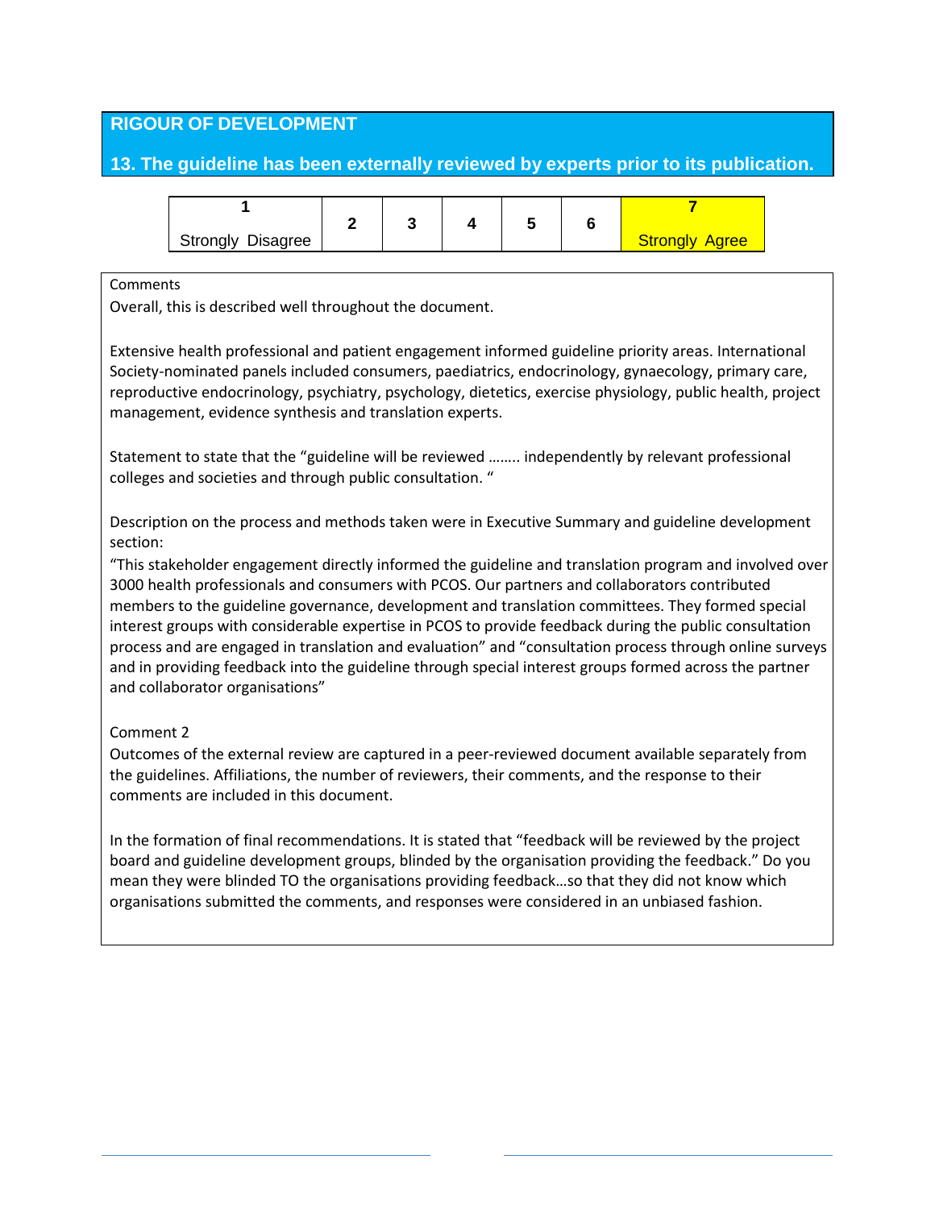## RIGOUR OF DEVELOPMENT

### 13. The guideline has been externally reviewed by experts prior to its publication.

| 1<br>Strongly Disagree | 2 | 3 | 4 | 5 | 6 | 7<br>Strongly Agree |
|---|---|---|---|---|---|---|

Comments

Overall, this is described well throughout the document.

Extensive health professional and patient engagement informed guideline priority areas. International Society-nominated panels included consumers, paediatrics, endocrinology, gynaecology, primary care, reproductive endocrinology, psychiatry, psychology, dietetics, exercise physiology, public health, project management, evidence synthesis and translation experts.

Statement to state that the "guideline will be reviewed …….. independently by relevant professional colleges and societies and through public consultation. "

Description on the process and methods taken were in Executive Summary and guideline development section:

"This stakeholder engagement directly informed the guideline and translation program and involved over 3000 health professionals and consumers with PCOS. Our partners and collaborators contributed members to the guideline governance, development and translation committees. They formed special interest groups with considerable expertise in PCOS to provide feedback during the public consultation process and are engaged in translation and evaluation" and "consultation process through online surveys and in providing feedback into the guideline through special interest groups formed across the partner and collaborator organisations"

Comment 2

Outcomes of the external review are captured in a peer-reviewed document available separately from the guidelines. Affiliations, the number of reviewers, their comments, and the response to their comments are included in this document.

In the formation of final recommendations. It is stated that "feedback will be reviewed by the project board and guideline development groups, blinded by the organisation providing the feedback." Do you mean they were blinded TO the organisations providing feedback…so that they did not know which organisations submitted the comments, and responses were considered in an unbiased fashion.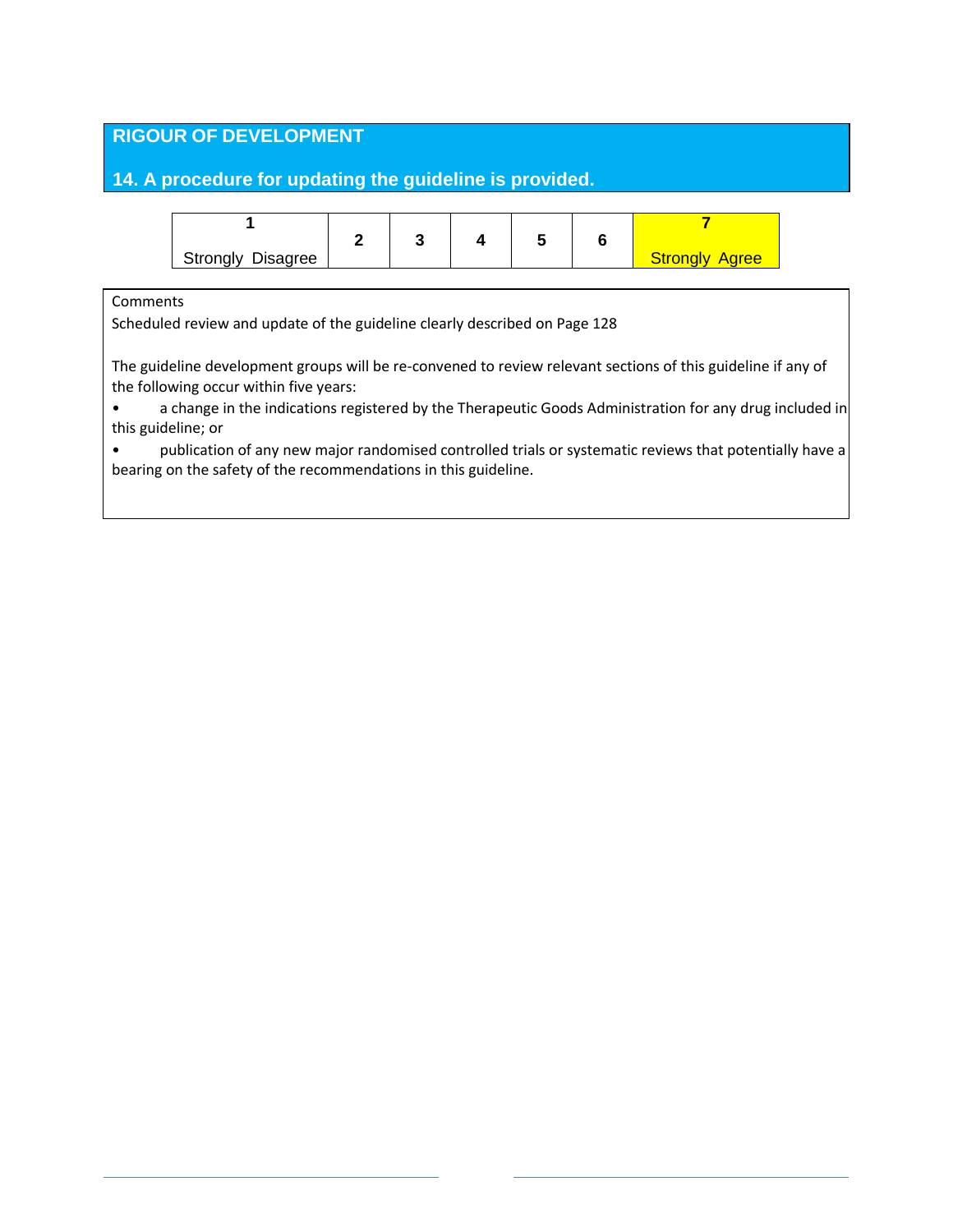## RIGOUR OF DEVELOPMENT

### 14. A procedure for updating the guideline is provided.

| 1<br>Strongly Disagree | 2 | 3 | 4 | 5 | 6 | 7<br>Strongly Agree |
|---|---|---|---|---|---|---|

Comments

Scheduled review and update of the guideline clearly described on Page 128

The guideline development groups will be re-convened to review relevant sections of this guideline if any of the following occur within five years:

- a change in the indications registered by the Therapeutic Goods Administration for any drug included in this guideline; or
- publication of any new major randomised controlled trials or systematic reviews that potentially have a bearing on the safety of the recommendations in this guideline.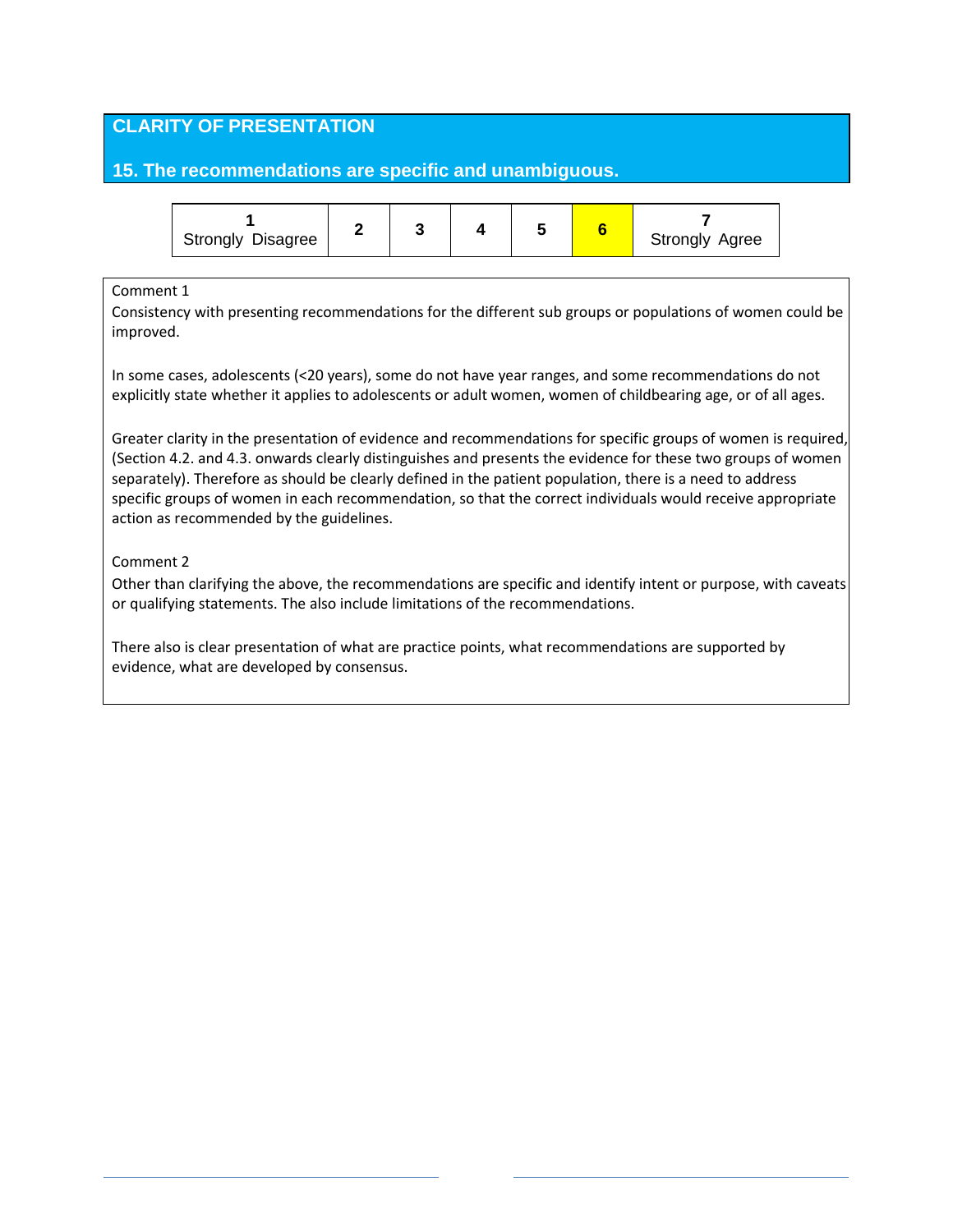## CLARITY OF PRESENTATION

### 15. The recommendations are specific and unambiguous.

| 1 Strongly Disagree | 2 | 3 | 4 | 5 | 6 | 7 Strongly Agree |
|---|---|---|---|---|---|---|

Comment 1
Consistency with presenting recommendations for the different sub groups or populations of women could be improved.

In some cases, adolescents (<20 years), some do not have year ranges, and some recommendations do not explicitly state whether it applies to adolescents or adult women, women of childbearing age, or of all ages.

Greater clarity in the presentation of evidence and recommendations for specific groups of women is required, (Section 4.2. and 4.3. onwards clearly distinguishes and presents the evidence for these two groups of women separately). Therefore as should be clearly defined in the patient population, there is a need to address specific groups of women in each recommendation, so that the correct individuals would receive appropriate action as recommended by the guidelines.

Comment 2
Other than clarifying the above, the recommendations are specific and identify intent or purpose, with caveats or qualifying statements. The also include limitations of the recommendations.

There also is clear presentation of what are practice points, what recommendations are supported by evidence, what are developed by consensus.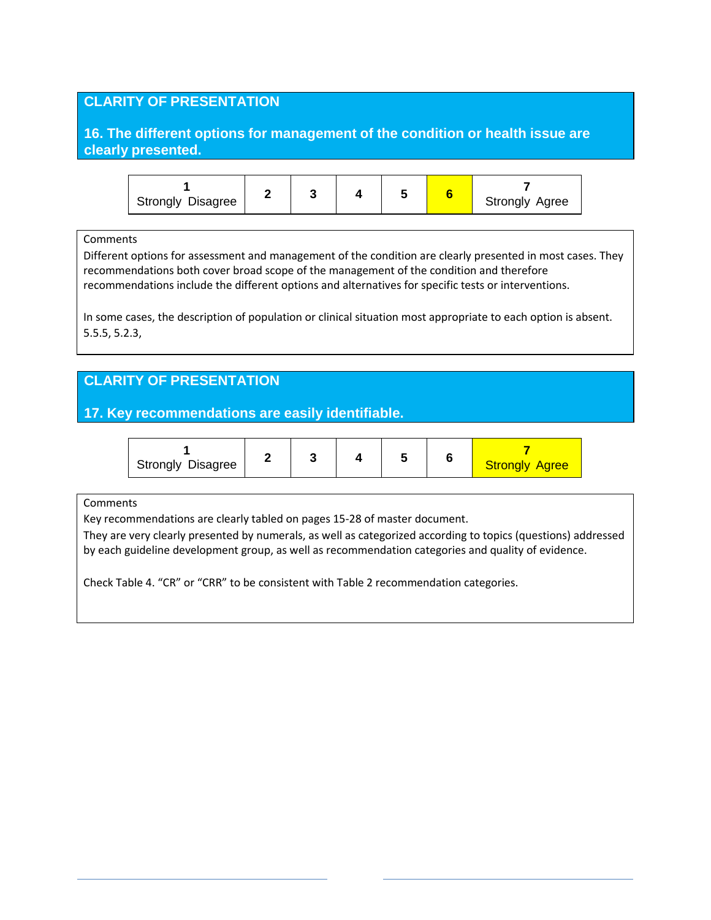## CLARITY OF PRESENTATION

### 16. The different options for management of the condition or health issue are clearly presented.

| 1 Strongly Disagree | 2 | 3 | 4 | 5 | 6 | 7 Strongly Agree |
|---|---|---|---|---|---|---|
| | | | | | **X** | |

Comments

Different options for assessment and management of the condition are clearly presented in most cases. They recommendations both cover broad scope of the management of the condition and therefore recommendations include the different options and alternatives for specific tests or interventions.

In some cases, the description of population or clinical situation most appropriate to each option is absent. 5.5.5, 5.2.3,

## CLARITY OF PRESENTATION

### 17. Key recommendations are easily identifiable.

| 1 Strongly Disagree | 2 | 3 | 4 | 5 | 6 | 7 Strongly Agree |
|---|---|---|---|---|---|---|
| | | | | | | **X** |

Comments

Key recommendations are clearly tabled on pages 15-28 of master document.

They are very clearly presented by numerals, as well as categorized according to topics (questions) addressed by each guideline development group, as well as recommendation categories and quality of evidence.

Check Table 4. “CR” or “CRR” to be consistent with Table 2 recommendation categories.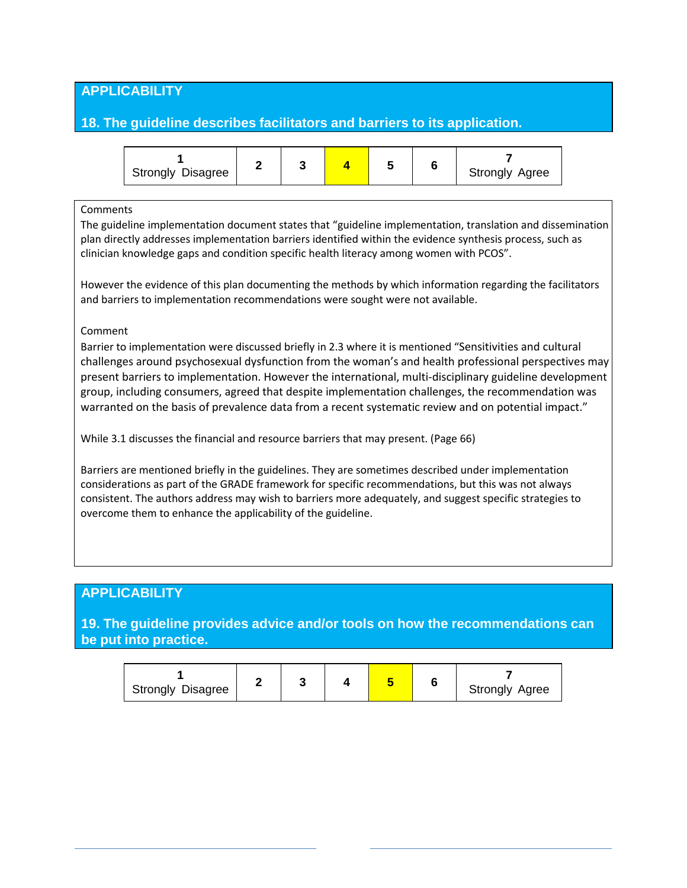## APPLICABILITY

### 18. The guideline describes facilitators and barriers to its application.

| 1 Strongly Disagree | 2 | 3 | 4 | 5 | 6 | 7 Strongly Agree |
|---|---|---|---|---|---|---|

Selected rating: 4

Comments

The guideline implementation document states that "guideline implementation, translation and dissemination plan directly addresses implementation barriers identified within the evidence synthesis process, such as clinician knowledge gaps and condition specific health literacy among women with PCOS".

However the evidence of this plan documenting the methods by which information regarding the facilitators and barriers to implementation recommendations were sought were not available.

Comment

Barrier to implementation were discussed briefly in 2.3 where it is mentioned "Sensitivities and cultural challenges around psychosexual dysfunction from the woman's and health professional perspectives may present barriers to implementation. However the international, multi-disciplinary guideline development group, including consumers, agreed that despite implementation challenges, the recommendation was warranted on the basis of prevalence data from a recent systematic review and on potential impact."

While 3.1 discusses the financial and resource barriers that may present. (Page 66)

Barriers are mentioned briefly in the guidelines. They are sometimes described under implementation considerations as part of the GRADE framework for specific recommendations, but this was not always consistent. The authors address may wish to barriers more adequately, and suggest specific strategies to overcome them to enhance the applicability of the guideline.

## APPLICABILITY

### 19. The guideline provides advice and/or tools on how the recommendations can be put into practice.

| 1 Strongly Disagree | 2 | 3 | 4 | 5 | 6 | 7 Strongly Agree |
|---|---|---|---|---|---|---|

Selected rating: 5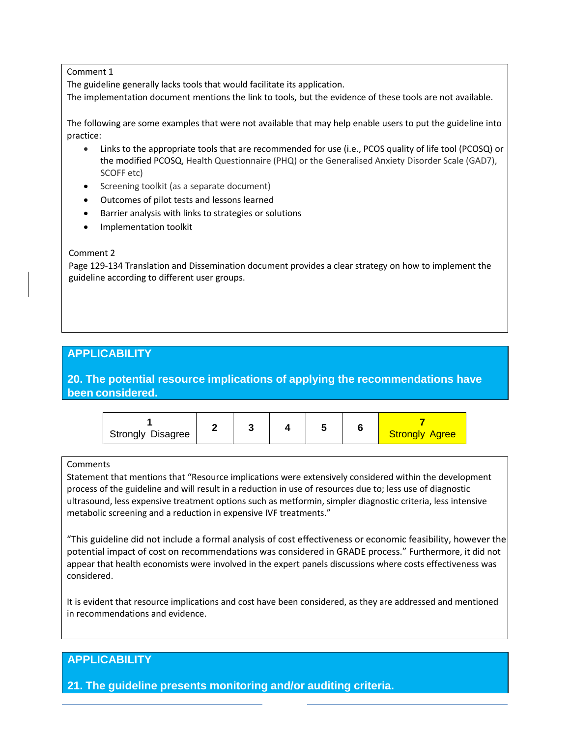Comment 1

The guideline generally lacks tools that would facilitate its application.

The implementation document mentions the link to tools, but the evidence of these tools are not available.

The following are some examples that were not available that may help enable users to put the guideline into practice:

- Links to the appropriate tools that are recommended for use (i.e., PCOS quality of life tool (PCOSQ) or the modified PCOSQ, Health Questionnaire (PHQ) or the Generalised Anxiety Disorder Scale (GAD7), SCOFF etc)
- Screening toolkit (as a separate document)
- Outcomes of pilot tests and lessons learned
- Barrier analysis with links to strategies or solutions
- Implementation toolkit

Comment 2

Page 129-134 Translation and Dissemination document provides a clear strategy on how to implement the guideline according to different user groups.

## APPLICABILITY

### 20. The potential resource implications of applying the recommendations have been considered.

| 1 Strongly Disagree | 2 | 3 | 4 | 5 | 6 | 7 Strongly Agree |
|---|---|---|---|---|---|---|

Comments

Statement that mentions that "Resource implications were extensively considered within the development process of the guideline and will result in a reduction in use of resources due to; less use of diagnostic ultrasound, less expensive treatment options such as metformin, simpler diagnostic criteria, less intensive metabolic screening and a reduction in expensive IVF treatments."

"This guideline did not include a formal analysis of cost effectiveness or economic feasibility, however the potential impact of cost on recommendations was considered in GRADE process." Furthermore, it did not appear that health economists were involved in the expert panels discussions where costs effectiveness was considered.

It is evident that resource implications and cost have been considered, as they are addressed and mentioned in recommendations and evidence.

## APPLICABILITY

### 21. The guideline presents monitoring and/or auditing criteria.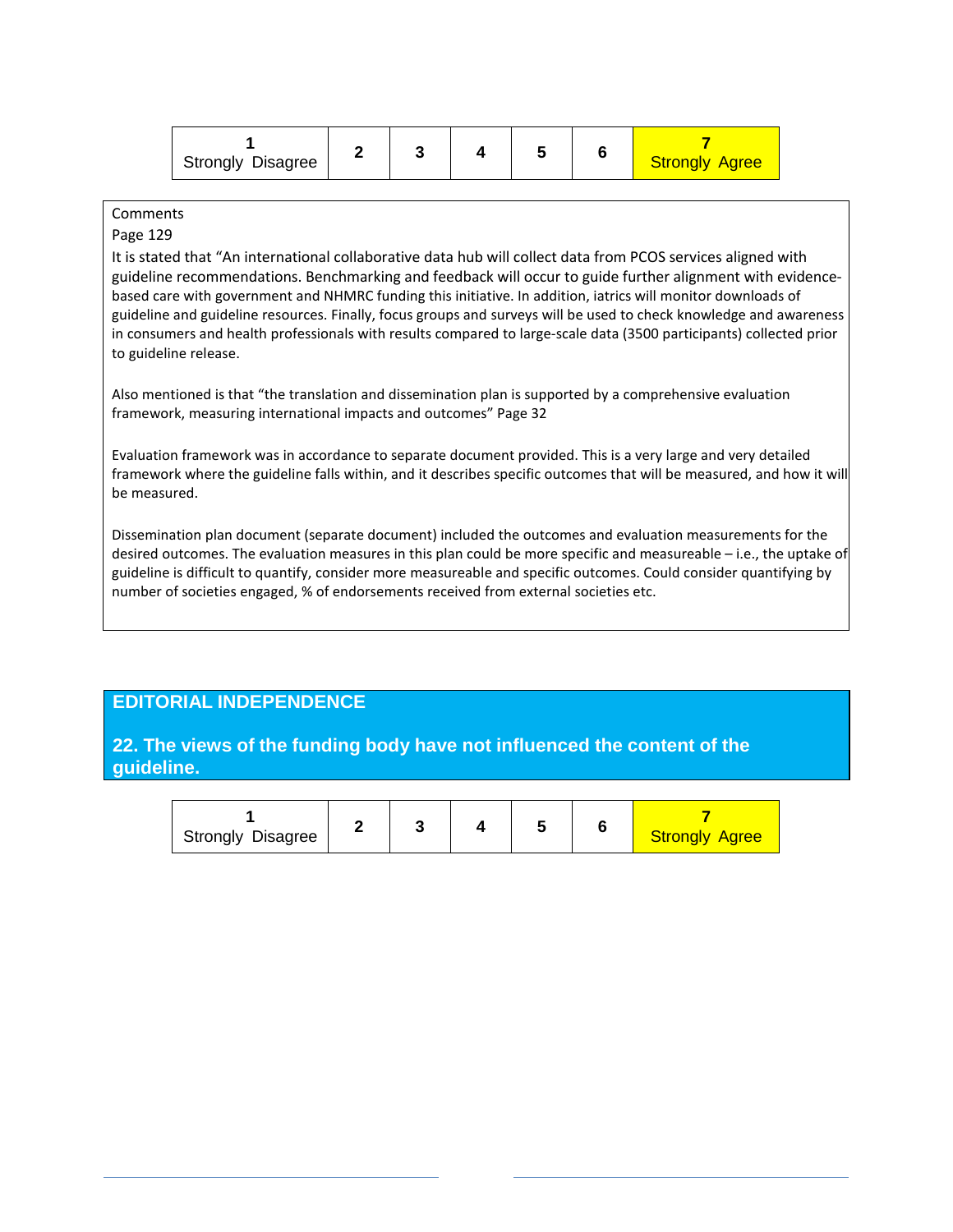| 1 Strongly Disagree | 2 | 3 | 4 | 5 | 6 | 7 Strongly Agree |
|---|---|---|---|---|---|---|

Comments

Page 129

It is stated that "An international collaborative data hub will collect data from PCOS services aligned with guideline recommendations. Benchmarking and feedback will occur to guide further alignment with evidence-based care with government and NHMRC funding this initiative. In addition, iatrics will monitor downloads of guideline and guideline resources. Finally, focus groups and surveys will be used to check knowledge and awareness in consumers and health professionals with results compared to large-scale data (3500 participants) collected prior to guideline release.

Also mentioned is that "the translation and dissemination plan is supported by a comprehensive evaluation framework, measuring international impacts and outcomes" Page 32

Evaluation framework was in accordance to separate document provided. This is a very large and very detailed framework where the guideline falls within, and it describes specific outcomes that will be measured, and how it will be measured.

Dissemination plan document (separate document) included the outcomes and evaluation measurements for the desired outcomes. The evaluation measures in this plan could be more specific and measureable – i.e., the uptake of guideline is difficult to quantify, consider more measureable and specific outcomes. Could consider quantifying by number of societies engaged, % of endorsements received from external societies etc.

## EDITORIAL INDEPENDENCE

### 22. The views of the funding body have not influenced the content of the guideline.

| 1 Strongly Disagree | 2 | 3 | 4 | 5 | 6 | 7 Strongly Agree |
|---|---|---|---|---|---|---|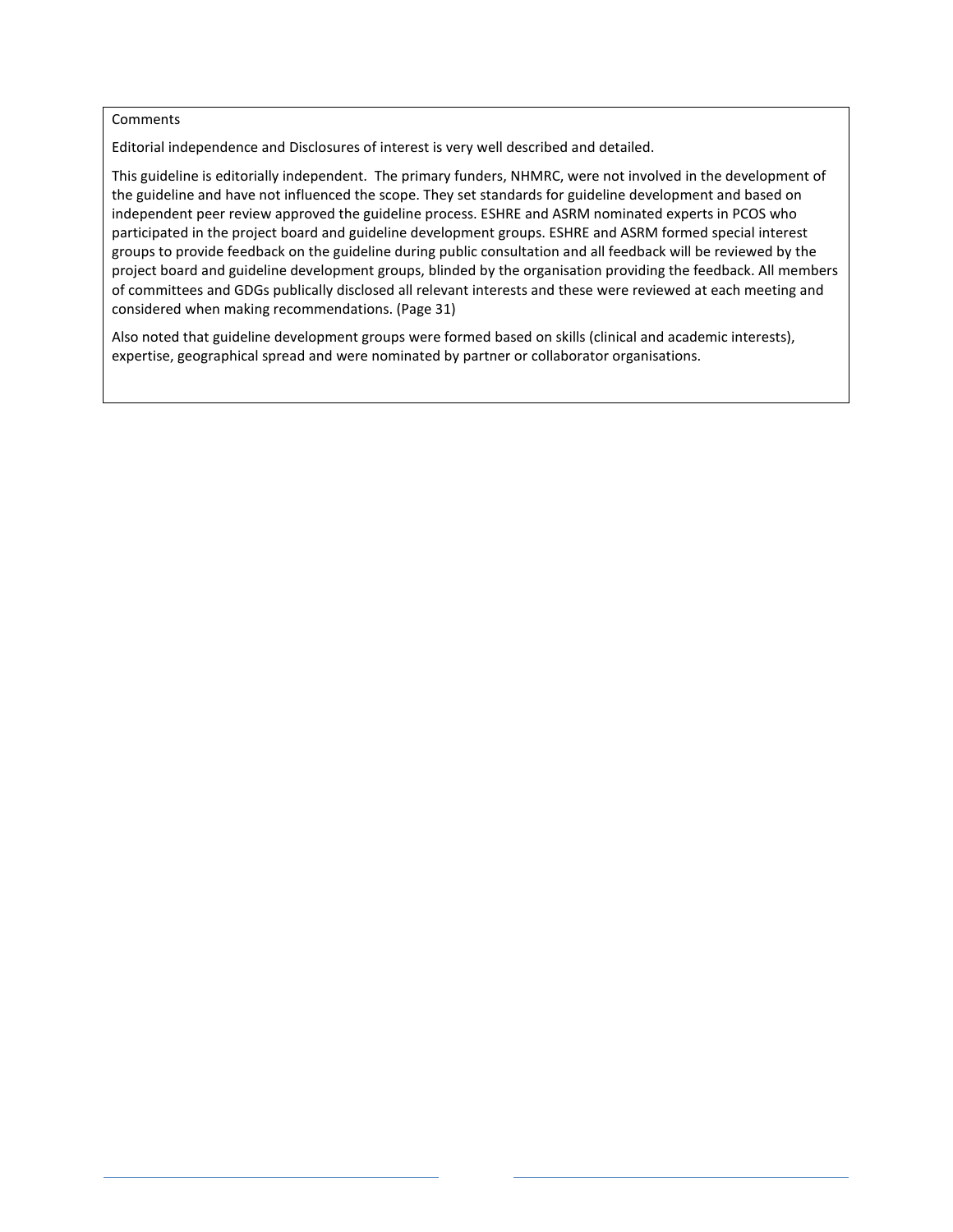Comments

Editorial independence and Disclosures of interest is very well described and detailed.

This guideline is editorially independent. The primary funders, NHMRC, were not involved in the development of the guideline and have not influenced the scope. They set standards for guideline development and based on independent peer review approved the guideline process. ESHRE and ASRM nominated experts in PCOS who participated in the project board and guideline development groups. ESHRE and ASRM formed special interest groups to provide feedback on the guideline during public consultation and all feedback will be reviewed by the project board and guideline development groups, blinded by the organisation providing the feedback. All members of committees and GDGs publically disclosed all relevant interests and these were reviewed at each meeting and considered when making recommendations. (Page 31)

Also noted that guideline development groups were formed based on skills (clinical and academic interests), expertise, geographical spread and were nominated by partner or collaborator organisations.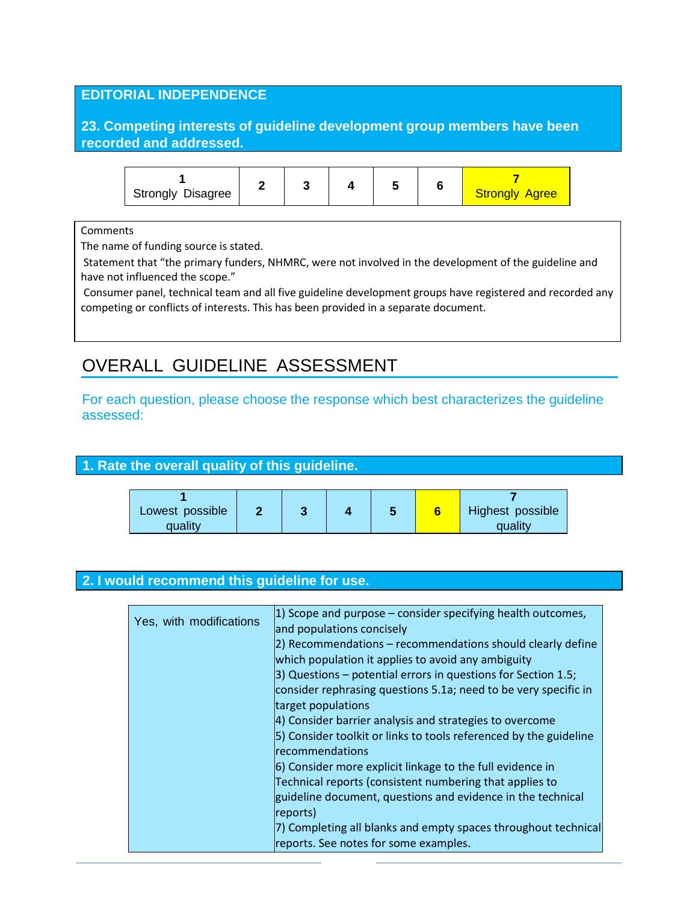## EDITORIAL INDEPENDENCE

### 23. Competing interests of guideline development group members have been recorded and addressed.

| 1 Strongly Disagree | 2 | 3 | 4 | 5 | 6 | 7 Strongly Agree |
|---|---|---|---|---|---|---|

Comments

The name of funding source is stated.

Statement that “the primary funders, NHMRC, were not involved in the development of the guideline and have not influenced the scope.”

Consumer panel, technical team and all five guideline development groups have registered and recorded any competing or conflicts of interests. This has been provided in a separate document.

# OVERALL GUIDELINE ASSESSMENT

For each question, please choose the response which best characterizes the guideline assessed:

### 1. Rate the overall quality of this guideline.

| 1 Lowest possible quality | 2 | 3 | 4 | 5 | 6 | 7 Highest possible quality |
|---|---|---|---|---|---|---|

### 2. I would recommend this guideline for use.

| Yes, with modifications | 1) Scope and purpose – consider specifying health outcomes, and populations concisely<br>2) Recommendations – recommendations should clearly define which population it applies to avoid any ambiguity<br>3) Questions – potential errors in questions for Section 1.5; consider rephrasing questions 5.1a; need to be very specific in target populations<br>4) Consider barrier analysis and strategies to overcome<br>5) Consider toolkit or links to tools referenced by the guideline recommendations<br>6) Consider more explicit linkage to the full evidence in Technical reports (consistent numbering that applies to guideline document, questions and evidence in the technical reports)<br>7) Completing all blanks and empty spaces throughout technical reports. See notes for some examples. |
|---|---|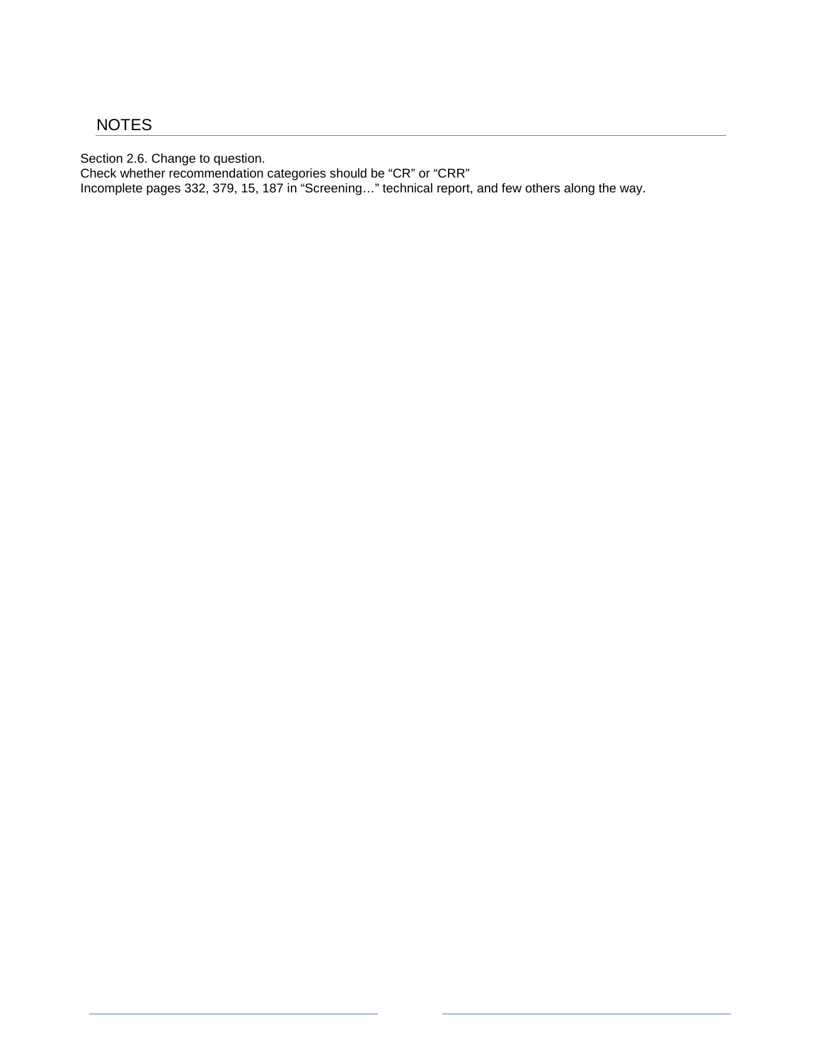## NOTES

Section 2.6. Change to question.
Check whether recommendation categories should be “CR” or “CRR”
Incomplete pages 332, 379, 15, 187 in “Screening…” technical report, and few others along the way.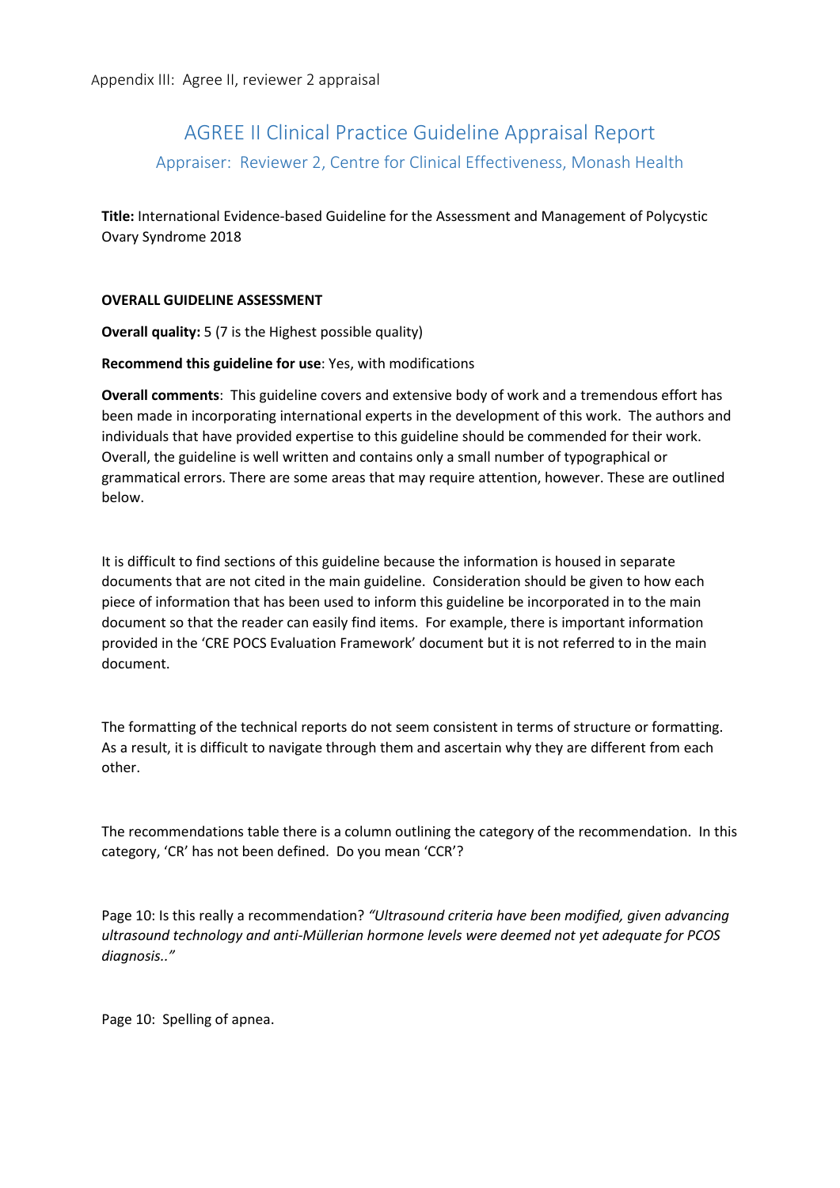Appendix III: Agree II, reviewer 2 appraisal

# AGREE II Clinical Practice Guideline Appraisal Report

## Appraiser: Reviewer 2, Centre for Clinical Effectiveness, Monash Health

**Title:** International Evidence-based Guideline for the Assessment and Management of Polycystic Ovary Syndrome 2018

**OVERALL GUIDELINE ASSESSMENT**

**Overall quality:** 5 (7 is the Highest possible quality)

**Recommend this guideline for use**: Yes, with modifications

**Overall comments**: This guideline covers and extensive body of work and a tremendous effort has been made in incorporating international experts in the development of this work. The authors and individuals that have provided expertise to this guideline should be commended for their work. Overall, the guideline is well written and contains only a small number of typographical or grammatical errors. There are some areas that may require attention, however. These are outlined below.

It is difficult to find sections of this guideline because the information is housed in separate documents that are not cited in the main guideline. Consideration should be given to how each piece of information that has been used to inform this guideline be incorporated in to the main document so that the reader can easily find items. For example, there is important information provided in the 'CRE POCS Evaluation Framework' document but it is not referred to in the main document.

The formatting of the technical reports do not seem consistent in terms of structure or formatting. As a result, it is difficult to navigate through them and ascertain why they are different from each other.

The recommendations table there is a column outlining the category of the recommendation. In this category, 'CR' has not been defined. Do you mean 'CCR'?

Page 10: Is this really a recommendation? *"Ultrasound criteria have been modified, given advancing ultrasound technology and anti-Müllerian hormone levels were deemed not yet adequate for PCOS diagnosis.."*

Page 10: Spelling of apnea.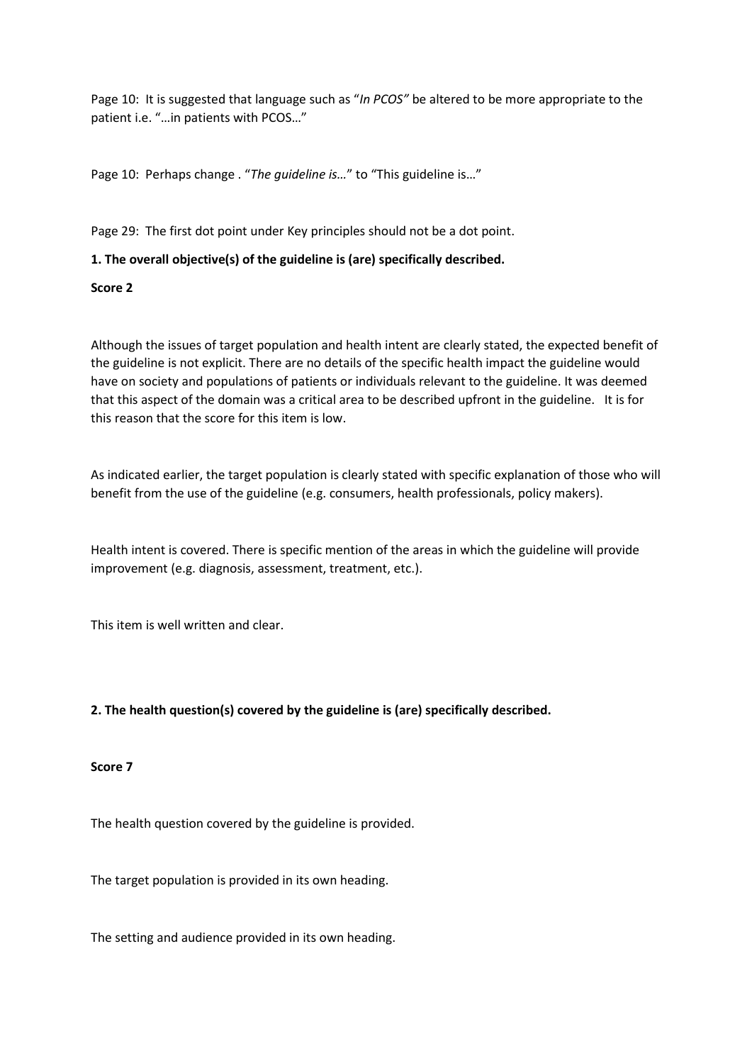Page 10: It is suggested that language such as "*In PCOS"* be altered to be more appropriate to the patient i.e. "…in patients with PCOS…"

Page 10: Perhaps change . "*The guideline is…*" to "This guideline is…"

Page 29: The first dot point under Key principles should not be a dot point.

**1. The overall objective(s) of the guideline is (are) specifically described.**

**Score 2**

Although the issues of target population and health intent are clearly stated, the expected benefit of the guideline is not explicit. There are no details of the specific health impact the guideline would have on society and populations of patients or individuals relevant to the guideline. It was deemed that this aspect of the domain was a critical area to be described upfront in the guideline. It is for this reason that the score for this item is low.

As indicated earlier, the target population is clearly stated with specific explanation of those who will benefit from the use of the guideline (e.g. consumers, health professionals, policy makers).

Health intent is covered. There is specific mention of the areas in which the guideline will provide improvement (e.g. diagnosis, assessment, treatment, etc.).

This item is well written and clear.

**2. The health question(s) covered by the guideline is (are) specifically described.**

**Score 7**

The health question covered by the guideline is provided.

The target population is provided in its own heading.

The setting and audience provided in its own heading.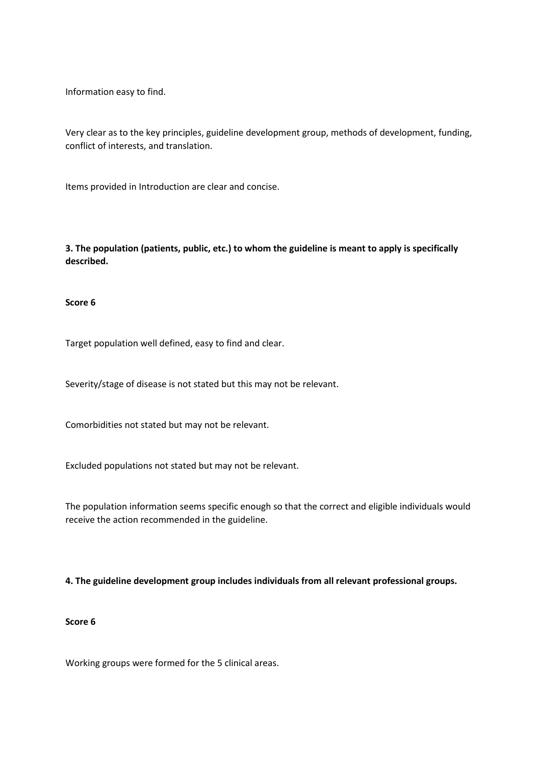Information easy to find.

Very clear as to the key principles, guideline development group, methods of development, funding, conflict of interests, and translation.

Items provided in Introduction are clear and concise.

**3. The population (patients, public, etc.) to whom the guideline is meant to apply is specifically described.**

**Score 6**

Target population well defined, easy to find and clear.

Severity/stage of disease is not stated but this may not be relevant.

Comorbidities not stated but may not be relevant.

Excluded populations not stated but may not be relevant.

The population information seems specific enough so that the correct and eligible individuals would receive the action recommended in the guideline.

**4. The guideline development group includes individuals from all relevant professional groups.**

**Score 6**

Working groups were formed for the 5 clinical areas.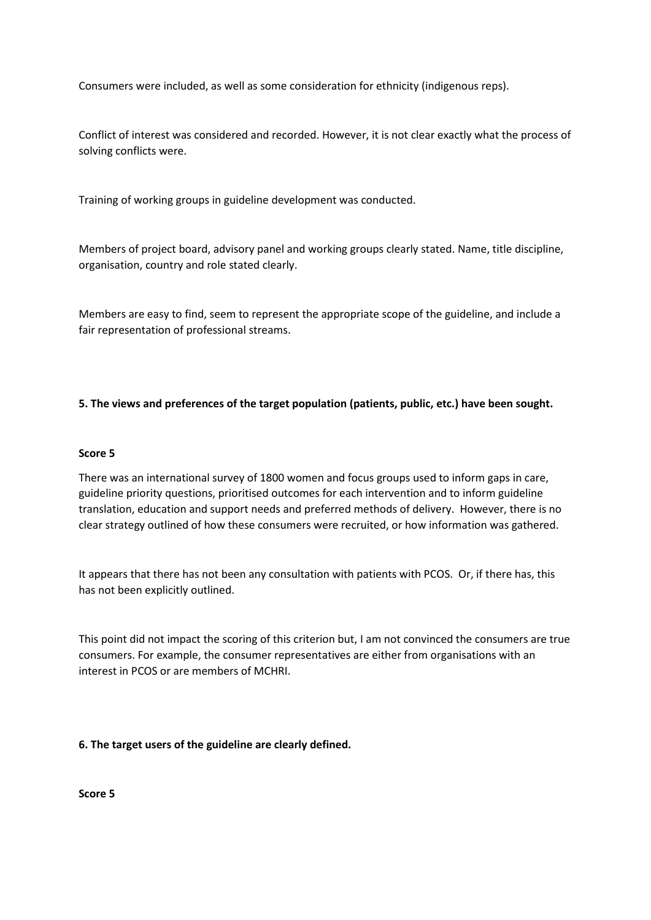Consumers were included, as well as some consideration for ethnicity (indigenous reps).

Conflict of interest was considered and recorded. However, it is not clear exactly what the process of solving conflicts were.

Training of working groups in guideline development was conducted.

Members of project board, advisory panel and working groups clearly stated. Name, title discipline, organisation, country and role stated clearly.

Members are easy to find, seem to represent the appropriate scope of the guideline, and include a fair representation of professional streams.

**5. The views and preferences of the target population (patients, public, etc.) have been sought.**

**Score 5**

There was an international survey of 1800 women and focus groups used to inform gaps in care, guideline priority questions, prioritised outcomes for each intervention and to inform guideline translation, education and support needs and preferred methods of delivery. However, there is no clear strategy outlined of how these consumers were recruited, or how information was gathered.

It appears that there has not been any consultation with patients with PCOS. Or, if there has, this has not been explicitly outlined.

This point did not impact the scoring of this criterion but, I am not convinced the consumers are true consumers. For example, the consumer representatives are either from organisations with an interest in PCOS or are members of MCHRI.

**6. The target users of the guideline are clearly defined.**

**Score 5**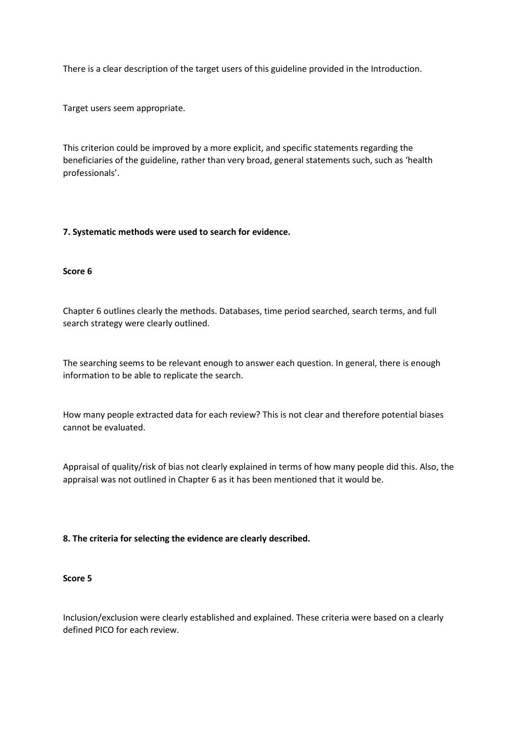There is a clear description of the target users of this guideline provided in the Introduction.

Target users seem appropriate.

This criterion could be improved by a more explicit, and specific statements regarding the beneficiaries of the guideline, rather than very broad, general statements such, such as 'health professionals'.

**7. Systematic methods were used to search for evidence.**

**Score 6**

Chapter 6 outlines clearly the methods. Databases, time period searched, search terms, and full search strategy were clearly outlined.

The searching seems to be relevant enough to answer each question. In general, there is enough information to be able to replicate the search.

How many people extracted data for each review? This is not clear and therefore potential biases cannot be evaluated.

Appraisal of quality/risk of bias not clearly explained in terms of how many people did this. Also, the appraisal was not outlined in Chapter 6 as it has been mentioned that it would be.

**8. The criteria for selecting the evidence are clearly described.**

**Score 5**

Inclusion/exclusion were clearly established and explained. These criteria were based on a clearly defined PICO for each review.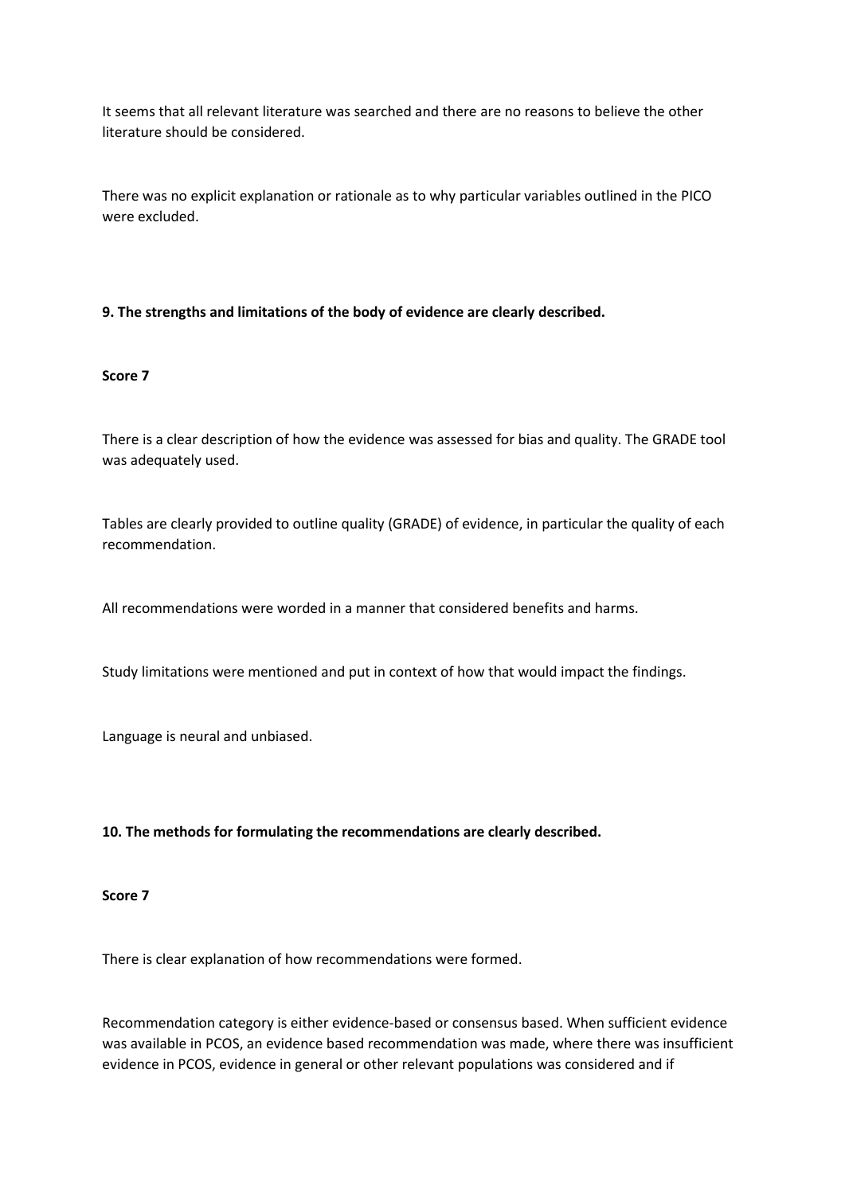It seems that all relevant literature was searched and there are no reasons to believe the other literature should be considered.

There was no explicit explanation or rationale as to why particular variables outlined in the PICO were excluded.

**9. The strengths and limitations of the body of evidence are clearly described.**

**Score 7**

There is a clear description of how the evidence was assessed for bias and quality. The GRADE tool was adequately used.

Tables are clearly provided to outline quality (GRADE) of evidence, in particular the quality of each recommendation.

All recommendations were worded in a manner that considered benefits and harms.

Study limitations were mentioned and put in context of how that would impact the findings.

Language is neural and unbiased.

**10. The methods for formulating the recommendations are clearly described.**

**Score 7**

There is clear explanation of how recommendations were formed.

Recommendation category is either evidence-based or consensus based. When sufficient evidence was available in PCOS, an evidence based recommendation was made, where there was insufficient evidence in PCOS, evidence in general or other relevant populations was considered and if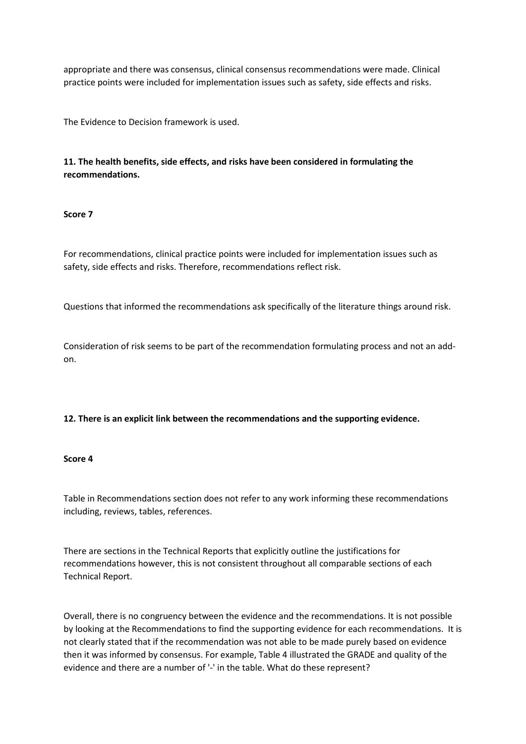appropriate and there was consensus, clinical consensus recommendations were made. Clinical practice points were included for implementation issues such as safety, side effects and risks.

The Evidence to Decision framework is used.

**11. The health benefits, side effects, and risks have been considered in formulating the recommendations.**

**Score 7**

For recommendations, clinical practice points were included for implementation issues such as safety, side effects and risks. Therefore, recommendations reflect risk.

Questions that informed the recommendations ask specifically of the literature things around risk.

Consideration of risk seems to be part of the recommendation formulating process and not an add-on.

**12. There is an explicit link between the recommendations and the supporting evidence.**

**Score 4**

Table in Recommendations section does not refer to any work informing these recommendations including, reviews, tables, references.

There are sections in the Technical Reports that explicitly outline the justifications for recommendations however, this is not consistent throughout all comparable sections of each Technical Report.

Overall, there is no congruency between the evidence and the recommendations. It is not possible by looking at the Recommendations to find the supporting evidence for each recommendations. It is not clearly stated that if the recommendation was not able to be made purely based on evidence then it was informed by consensus. For example, Table 4 illustrated the GRADE and quality of the evidence and there are a number of '-' in the table. What do these represent?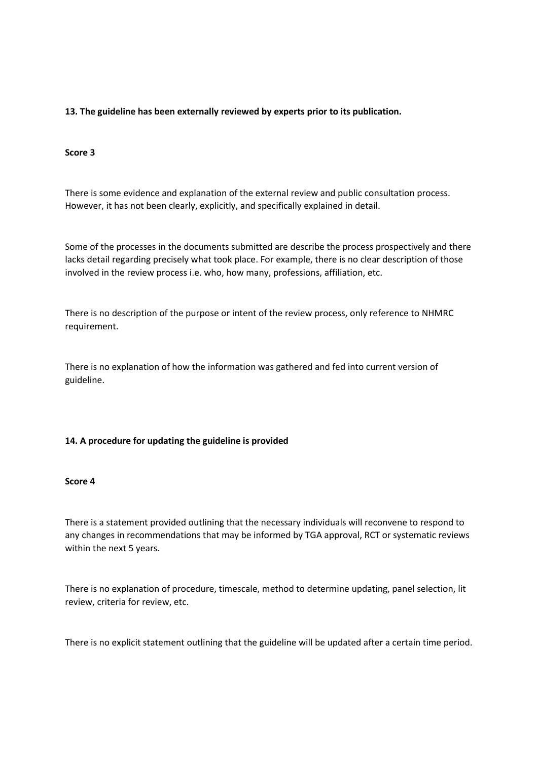**13. The guideline has been externally reviewed by experts prior to its publication.**

**Score 3**

There is some evidence and explanation of the external review and public consultation process. However, it has not been clearly, explicitly, and specifically explained in detail.

Some of the processes in the documents submitted are describe the process prospectively and there lacks detail regarding precisely what took place. For example, there is no clear description of those involved in the review process i.e. who, how many, professions, affiliation, etc.

There is no description of the purpose or intent of the review process, only reference to NHMRC requirement.

There is no explanation of how the information was gathered and fed into current version of guideline.

**14. A procedure for updating the guideline is provided**

**Score 4**

There is a statement provided outlining that the necessary individuals will reconvene to respond to any changes in recommendations that may be informed by TGA approval, RCT or systematic reviews within the next 5 years.

There is no explanation of procedure, timescale, method to determine updating, panel selection, lit review, criteria for review, etc.

There is no explicit statement outlining that the guideline will be updated after a certain time period.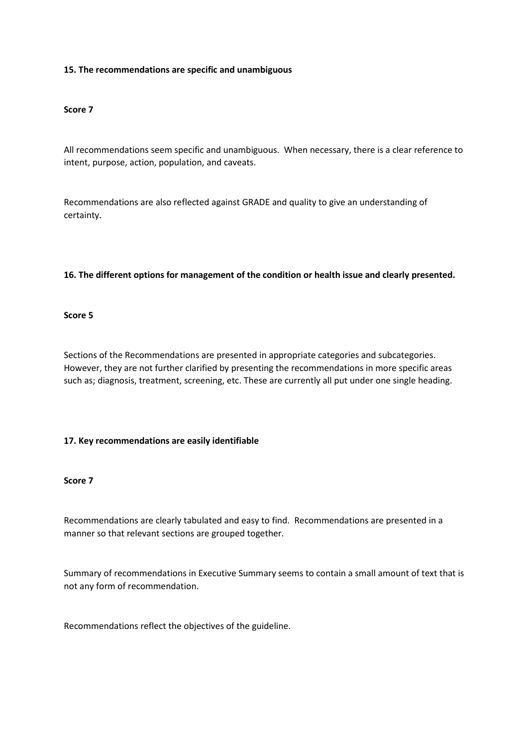**15. The recommendations are specific and unambiguous**

**Score 7**

All recommendations seem specific and unambiguous. When necessary, there is a clear reference to intent, purpose, action, population, and caveats.

Recommendations are also reflected against GRADE and quality to give an understanding of certainty.

**16. The different options for management of the condition or health issue and clearly presented.**

**Score 5**

Sections of the Recommendations are presented in appropriate categories and subcategories. However, they are not further clarified by presenting the recommendations in more specific areas such as; diagnosis, treatment, screening, etc. These are currently all put under one single heading.

**17. Key recommendations are easily identifiable**

**Score 7**

Recommendations are clearly tabulated and easy to find. Recommendations are presented in a manner so that relevant sections are grouped together.

Summary of recommendations in Executive Summary seems to contain a small amount of text that is not any form of recommendation.

Recommendations reflect the objectives of the guideline.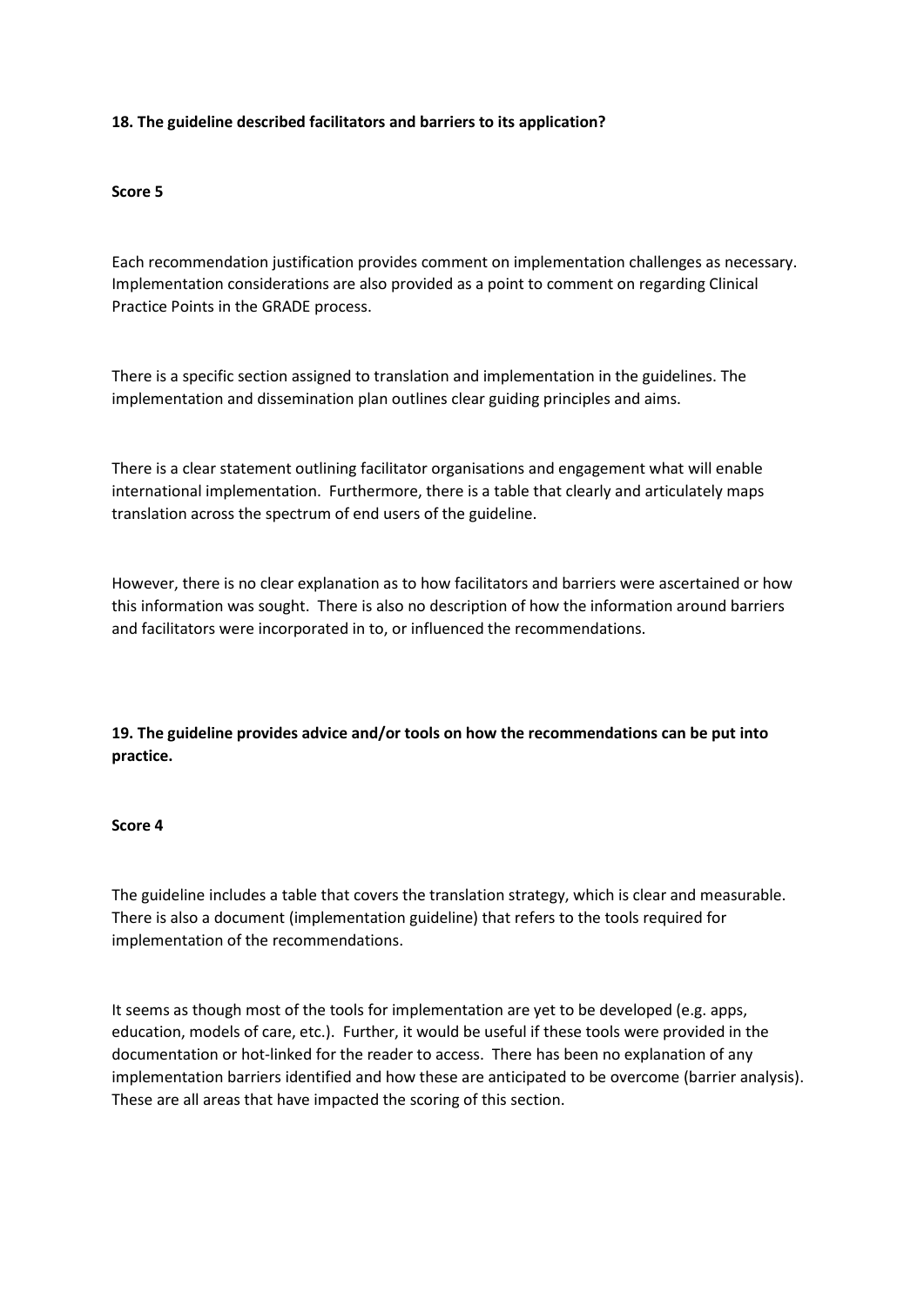**18. The guideline described facilitators and barriers to its application?**

**Score 5**

Each recommendation justification provides comment on implementation challenges as necessary. Implementation considerations are also provided as a point to comment on regarding Clinical Practice Points in the GRADE process.

There is a specific section assigned to translation and implementation in the guidelines. The implementation and dissemination plan outlines clear guiding principles and aims.

There is a clear statement outlining facilitator organisations and engagement what will enable international implementation. Furthermore, there is a table that clearly and articulately maps translation across the spectrum of end users of the guideline.

However, there is no clear explanation as to how facilitators and barriers were ascertained or how this information was sought. There is also no description of how the information around barriers and facilitators were incorporated in to, or influenced the recommendations.

**19. The guideline provides advice and/or tools on how the recommendations can be put into practice.**

**Score 4**

The guideline includes a table that covers the translation strategy, which is clear and measurable. There is also a document (implementation guideline) that refers to the tools required for implementation of the recommendations.

It seems as though most of the tools for implementation are yet to be developed (e.g. apps, education, models of care, etc.). Further, it would be useful if these tools were provided in the documentation or hot-linked for the reader to access. There has been no explanation of any implementation barriers identified and how these are anticipated to be overcome (barrier analysis). These are all areas that have impacted the scoring of this section.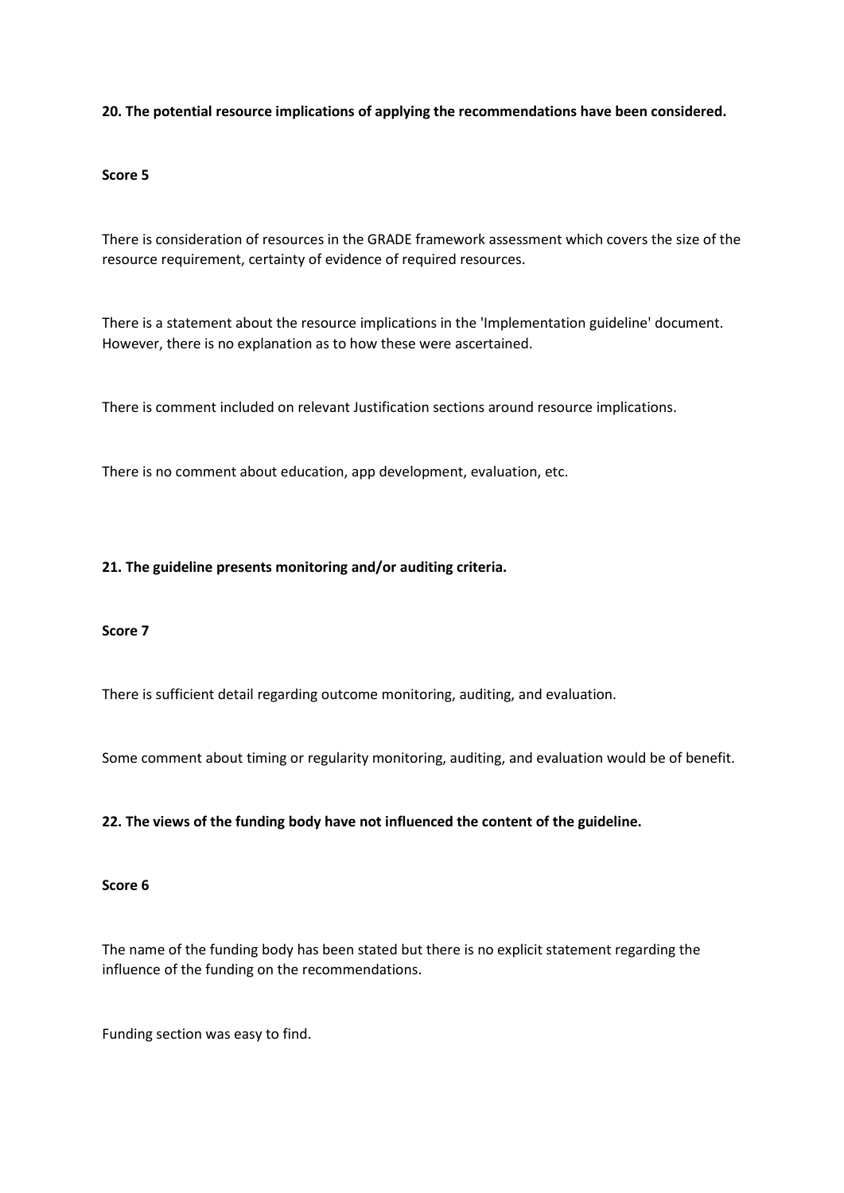**20. The potential resource implications of applying the recommendations have been considered.**

**Score 5**

There is consideration of resources in the GRADE framework assessment which covers the size of the resource requirement, certainty of evidence of required resources.

There is a statement about the resource implications in the 'Implementation guideline' document. However, there is no explanation as to how these were ascertained.

There is comment included on relevant Justification sections around resource implications.

There is no comment about education, app development, evaluation, etc.

**21. The guideline presents monitoring and/or auditing criteria.**

**Score 7**

There is sufficient detail regarding outcome monitoring, auditing, and evaluation.

Some comment about timing or regularity monitoring, auditing, and evaluation would be of benefit.

**22. The views of the funding body have not influenced the content of the guideline.**

**Score 6**

The name of the funding body has been stated but there is no explicit statement regarding the influence of the funding on the recommendations.

Funding section was easy to find.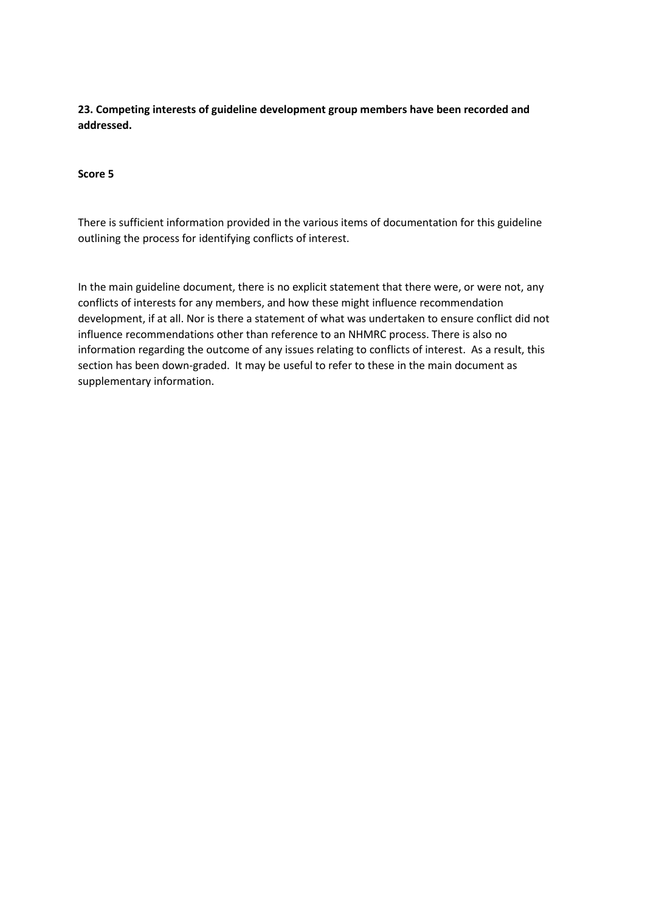**23. Competing interests of guideline development group members have been recorded and addressed.**

**Score 5**

There is sufficient information provided in the various items of documentation for this guideline outlining the process for identifying conflicts of interest.

In the main guideline document, there is no explicit statement that there were, or were not, any conflicts of interests for any members, and how these might influence recommendation development, if at all. Nor is there a statement of what was undertaken to ensure conflict did not influence recommendations other than reference to an NHMRC process. There is also no information regarding the outcome of any issues relating to conflicts of interest. As a result, this section has been down-graded. It may be useful to refer to these in the main document as supplementary information.